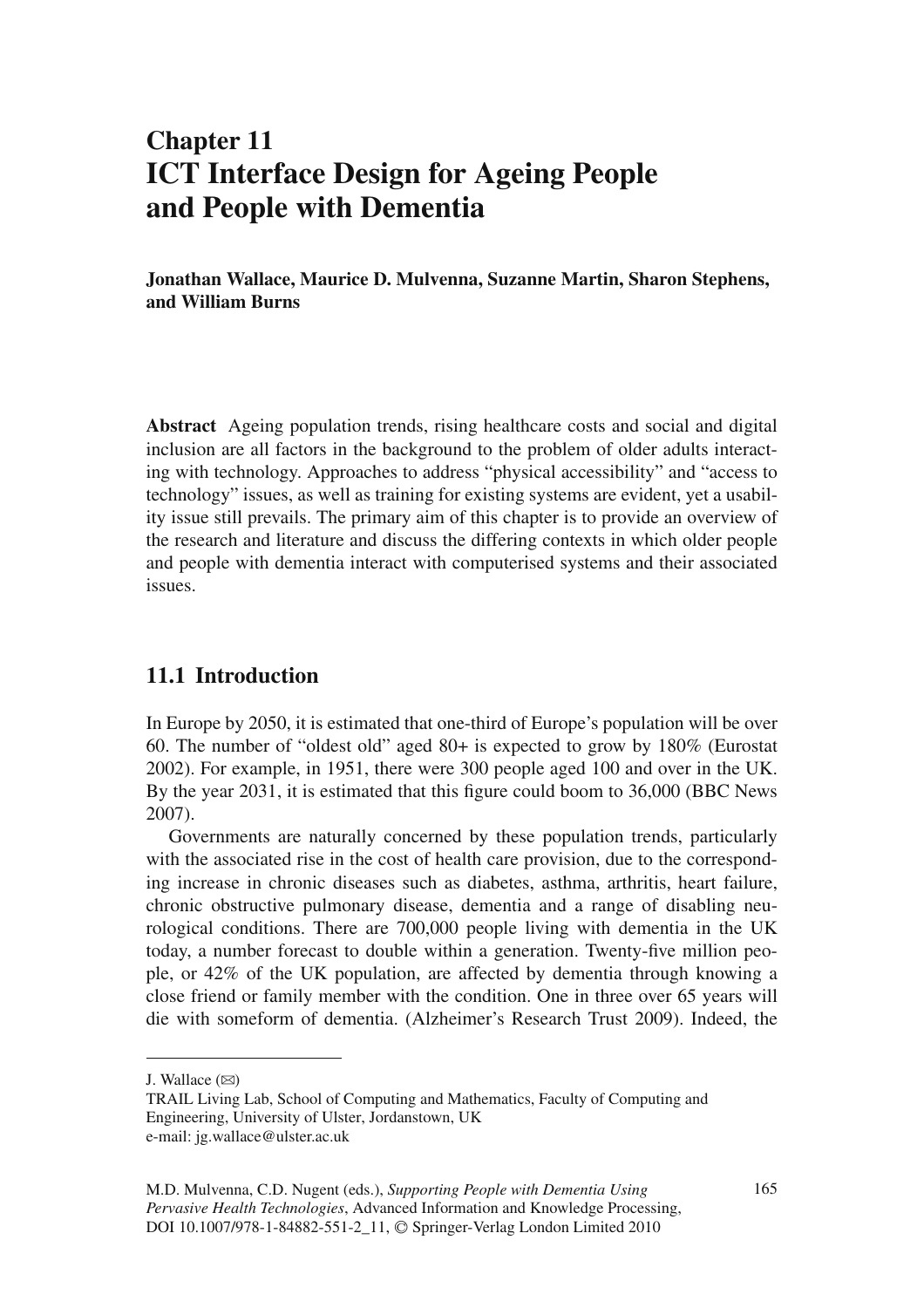# Chapter 11
# ICT Interface Design for Ageing People and People with Dementia

**Jonathan Wallace, Maurice D. Mulvenna, Suzanne Martin, Sharon Stephens, and William Burns**

**Abstract** Ageing population trends, rising healthcare costs and social and digital inclusion are all factors in the background to the problem of older adults interacting with technology. Approaches to address "physical accessibility" and "access to technology" issues, as well as training for existing systems are evident, yet a usability issue still prevails. The primary aim of this chapter is to provide an overview of the research and literature and discuss the differing contexts in which older people and people with dementia interact with computerised systems and their associated issues.

## 11.1 Introduction

In Europe by 2050, it is estimated that one-third of Europe's population will be over 60. The number of "oldest old" aged 80+ is expected to grow by 180% (Eurostat 2002). For example, in 1951, there were 300 people aged 100 and over in the UK. By the year 2031, it is estimated that this figure could boom to 36,000 (BBC News 2007).

Governments are naturally concerned by these population trends, particularly with the associated rise in the cost of health care provision, due to the corresponding increase in chronic diseases such as diabetes, asthma, arthritis, heart failure, chronic obstructive pulmonary disease, dementia and a range of disabling neurological conditions. There are 700,000 people living with dementia in the UK today, a number forecast to double within a generation. Twenty-five million people, or 42% of the UK population, are affected by dementia through knowing a close friend or family member with the condition. One in three over 65 years will die with someform of dementia. (Alzheimer's Research Trust 2009). Indeed, the

---

J. Wallace (✉)
TRAIL Living Lab, School of Computing and Mathematics, Faculty of Computing and Engineering, University of Ulster, Jordanstown, UK
e-mail: jg.wallace@ulster.ac.uk

M.D. Mulvenna, C.D. Nugent (eds.), *Supporting People with Dementia Using Pervasive Health Technologies*, Advanced Information and Knowledge Processing, DOI 10.1007/978-1-84882-551-2_11, © Springer-Verlag London Limited 2010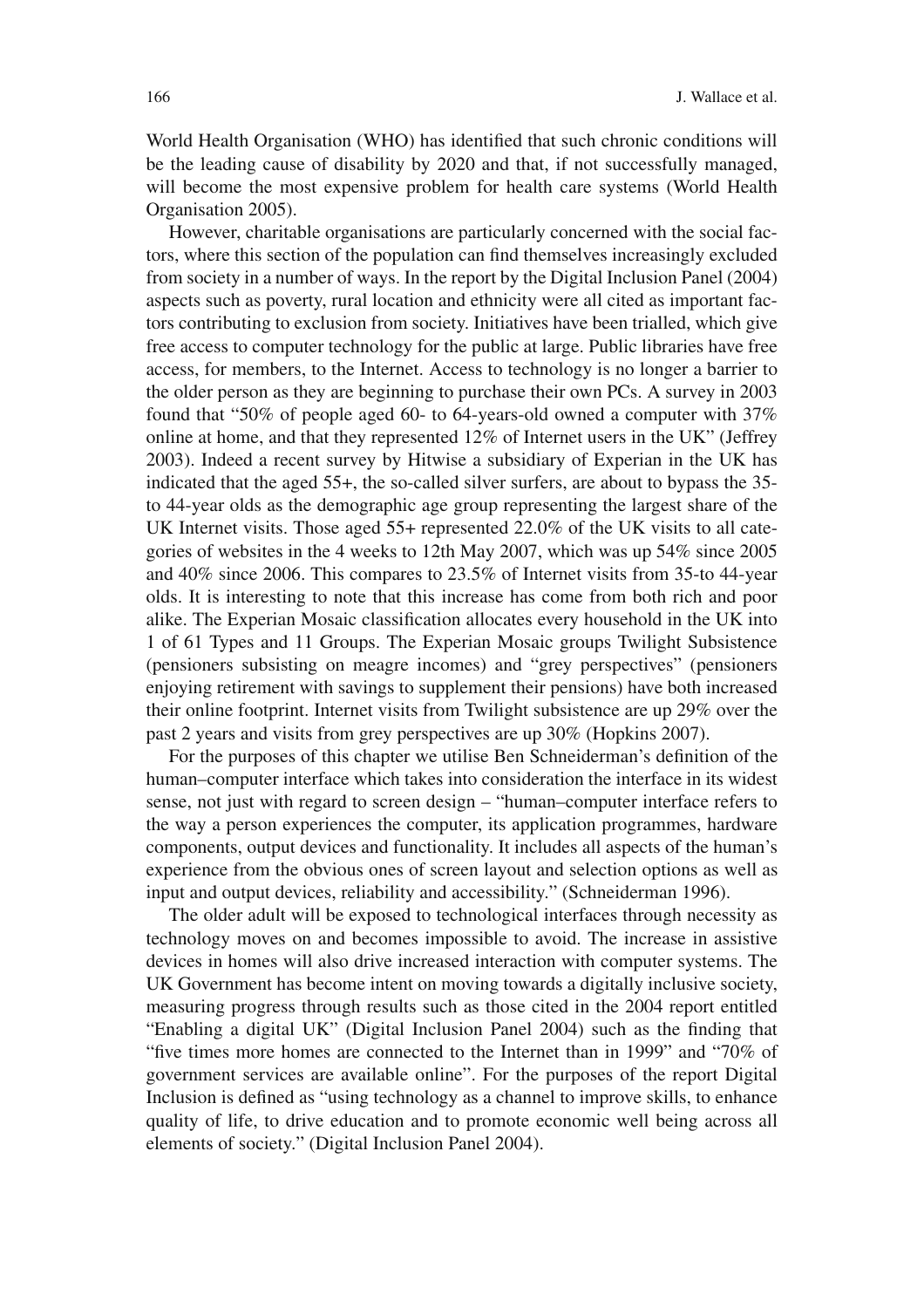World Health Organisation (WHO) has identified that such chronic conditions will be the leading cause of disability by 2020 and that, if not successfully managed, will become the most expensive problem for health care systems (World Health Organisation 2005).

However, charitable organisations are particularly concerned with the social factors, where this section of the population can find themselves increasingly excluded from society in a number of ways. In the report by the Digital Inclusion Panel (2004) aspects such as poverty, rural location and ethnicity were all cited as important factors contributing to exclusion from society. Initiatives have been trialled, which give free access to computer technology for the public at large. Public libraries have free access, for members, to the Internet. Access to technology is no longer a barrier to the older person as they are beginning to purchase their own PCs. A survey in 2003 found that "50% of people aged 60- to 64-years-old owned a computer with 37% online at home, and that they represented 12% of Internet users in the UK" (Jeffrey 2003). Indeed a recent survey by Hitwise a subsidiary of Experian in the UK has indicated that the aged 55+, the so-called silver surfers, are about to bypass the 35- to 44-year olds as the demographic age group representing the largest share of the UK Internet visits. Those aged 55+ represented 22.0% of the UK visits to all categories of websites in the 4 weeks to 12th May 2007, which was up 54% since 2005 and 40% since 2006. This compares to 23.5% of Internet visits from 35-to 44-year olds. It is interesting to note that this increase has come from both rich and poor alike. The Experian Mosaic classification allocates every household in the UK into 1 of 61 Types and 11 Groups. The Experian Mosaic groups Twilight Subsistence (pensioners subsisting on meagre incomes) and "grey perspectives" (pensioners enjoying retirement with savings to supplement their pensions) have both increased their online footprint. Internet visits from Twilight subsistence are up 29% over the past 2 years and visits from grey perspectives are up 30% (Hopkins 2007).

For the purposes of this chapter we utilise Ben Schneiderman's definition of the human–computer interface which takes into consideration the interface in its widest sense, not just with regard to screen design – "human–computer interface refers to the way a person experiences the computer, its application programmes, hardware components, output devices and functionality. It includes all aspects of the human's experience from the obvious ones of screen layout and selection options as well as input and output devices, reliability and accessibility." (Schneiderman 1996).

The older adult will be exposed to technological interfaces through necessity as technology moves on and becomes impossible to avoid. The increase in assistive devices in homes will also drive increased interaction with computer systems. The UK Government has become intent on moving towards a digitally inclusive society, measuring progress through results such as those cited in the 2004 report entitled "Enabling a digital UK" (Digital Inclusion Panel 2004) such as the finding that "five times more homes are connected to the Internet than in 1999" and "70% of government services are available online". For the purposes of the report Digital Inclusion is defined as "using technology as a channel to improve skills, to enhance quality of life, to drive education and to promote economic well being across all elements of society." (Digital Inclusion Panel 2004).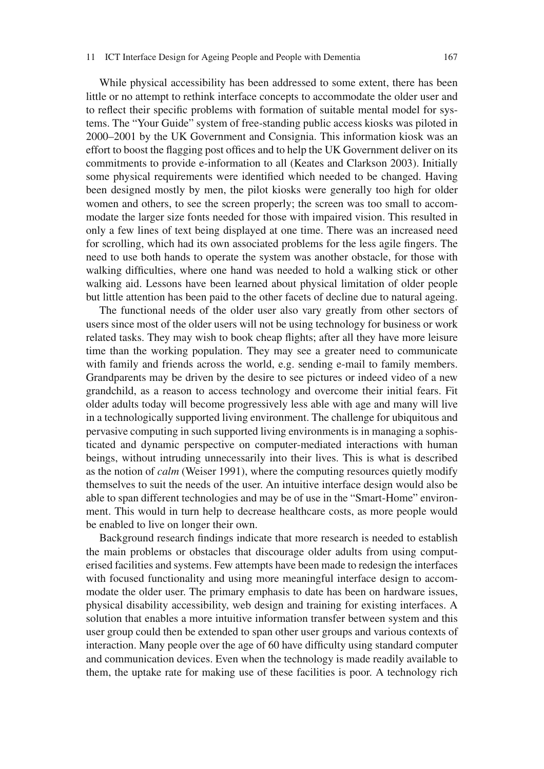While physical accessibility has been addressed to some extent, there has been little or no attempt to rethink interface concepts to accommodate the older user and to reflect their specific problems with formation of suitable mental model for systems. The "Your Guide" system of free-standing public access kiosks was piloted in 2000–2001 by the UK Government and Consignia. This information kiosk was an effort to boost the flagging post offices and to help the UK Government deliver on its commitments to provide e-information to all (Keates and Clarkson 2003). Initially some physical requirements were identified which needed to be changed. Having been designed mostly by men, the pilot kiosks were generally too high for older women and others, to see the screen properly; the screen was too small to accommodate the larger size fonts needed for those with impaired vision. This resulted in only a few lines of text being displayed at one time. There was an increased need for scrolling, which had its own associated problems for the less agile fingers. The need to use both hands to operate the system was another obstacle, for those with walking difficulties, where one hand was needed to hold a walking stick or other walking aid. Lessons have been learned about physical limitation of older people but little attention has been paid to the other facets of decline due to natural ageing.

The functional needs of the older user also vary greatly from other sectors of users since most of the older users will not be using technology for business or work related tasks. They may wish to book cheap flights; after all they have more leisure time than the working population. They may see a greater need to communicate with family and friends across the world, e.g. sending e-mail to family members. Grandparents may be driven by the desire to see pictures or indeed video of a new grandchild, as a reason to access technology and overcome their initial fears. Fit older adults today will become progressively less able with age and many will live in a technologically supported living environment. The challenge for ubiquitous and pervasive computing in such supported living environments is in managing a sophisticated and dynamic perspective on computer-mediated interactions with human beings, without intruding unnecessarily into their lives. This is what is described as the notion of *calm* (Weiser 1991), where the computing resources quietly modify themselves to suit the needs of the user. An intuitive interface design would also be able to span different technologies and may be of use in the "Smart-Home" environment. This would in turn help to decrease healthcare costs, as more people would be enabled to live on longer their own.

Background research findings indicate that more research is needed to establish the main problems or obstacles that discourage older adults from using computerised facilities and systems. Few attempts have been made to redesign the interfaces with focused functionality and using more meaningful interface design to accommodate the older user. The primary emphasis to date has been on hardware issues, physical disability accessibility, web design and training for existing interfaces. A solution that enables a more intuitive information transfer between system and this user group could then be extended to span other user groups and various contexts of interaction. Many people over the age of 60 have difficulty using standard computer and communication devices. Even when the technology is made readily available to them, the uptake rate for making use of these facilities is poor. A technology rich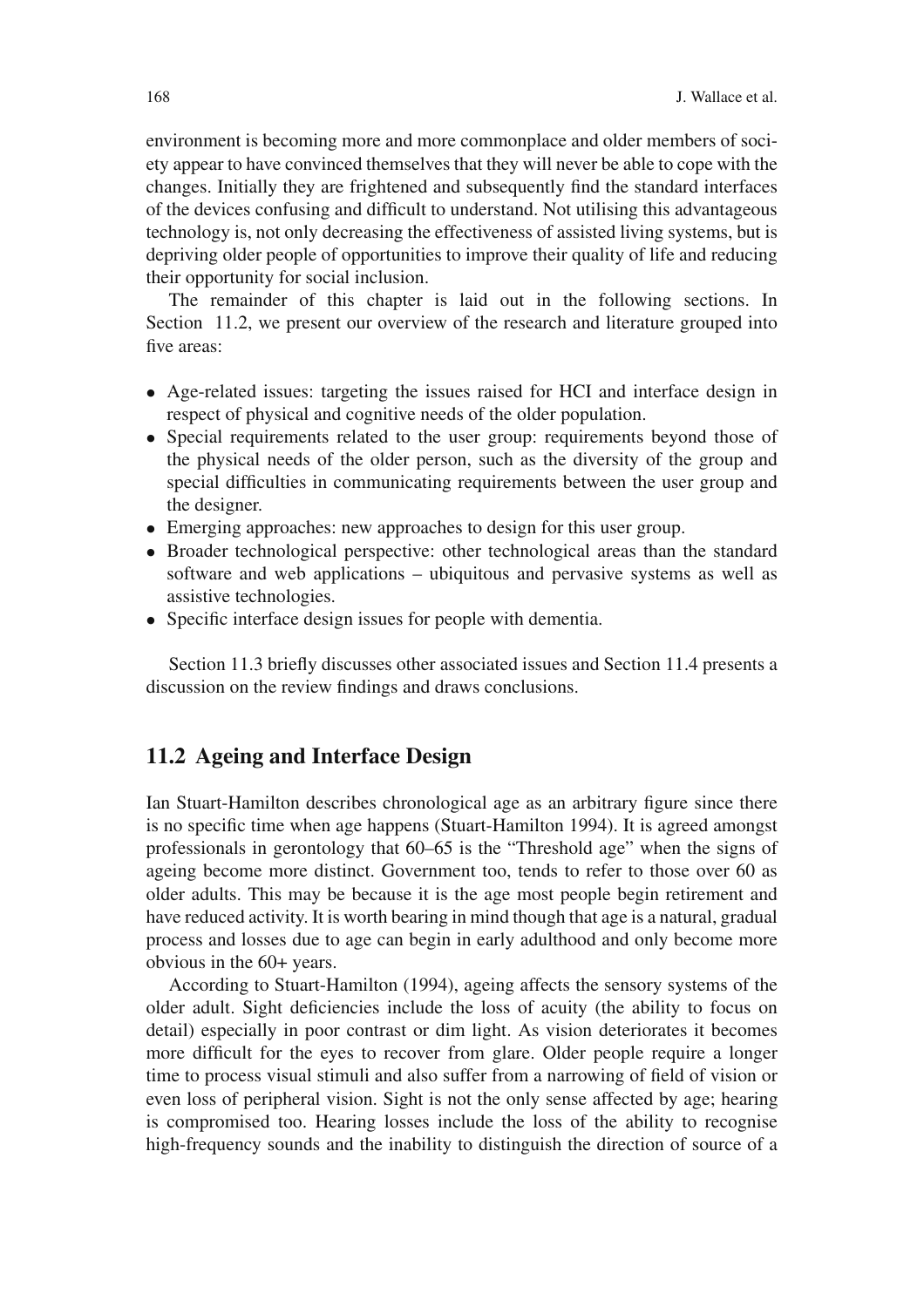environment is becoming more and more commonplace and older members of society appear to have convinced themselves that they will never be able to cope with the changes. Initially they are frightened and subsequently find the standard interfaces of the devices confusing and difficult to understand. Not utilising this advantageous technology is, not only decreasing the effectiveness of assisted living systems, but is depriving older people of opportunities to improve their quality of life and reducing their opportunity for social inclusion.

The remainder of this chapter is laid out in the following sections. In Section 11.2, we present our overview of the research and literature grouped into five areas:

- Age-related issues: targeting the issues raised for HCI and interface design in respect of physical and cognitive needs of the older population.
- Special requirements related to the user group: requirements beyond those of the physical needs of the older person, such as the diversity of the group and special difficulties in communicating requirements between the user group and the designer.
- Emerging approaches: new approaches to design for this user group.
- Broader technological perspective: other technological areas than the standard software and web applications – ubiquitous and pervasive systems as well as assistive technologies.
- Specific interface design issues for people with dementia.

Section 11.3 briefly discusses other associated issues and Section 11.4 presents a discussion on the review findings and draws conclusions.

## 11.2 Ageing and Interface Design

Ian Stuart-Hamilton describes chronological age as an arbitrary figure since there is no specific time when age happens (Stuart-Hamilton 1994). It is agreed amongst professionals in gerontology that 60–65 is the "Threshold age" when the signs of ageing become more distinct. Government too, tends to refer to those over 60 as older adults. This may be because it is the age most people begin retirement and have reduced activity. It is worth bearing in mind though that age is a natural, gradual process and losses due to age can begin in early adulthood and only become more obvious in the 60+ years.

According to Stuart-Hamilton (1994), ageing affects the sensory systems of the older adult. Sight deficiencies include the loss of acuity (the ability to focus on detail) especially in poor contrast or dim light. As vision deteriorates it becomes more difficult for the eyes to recover from glare. Older people require a longer time to process visual stimuli and also suffer from a narrowing of field of vision or even loss of peripheral vision. Sight is not the only sense affected by age; hearing is compromised too. Hearing losses include the loss of the ability to recognise high-frequency sounds and the inability to distinguish the direction of source of a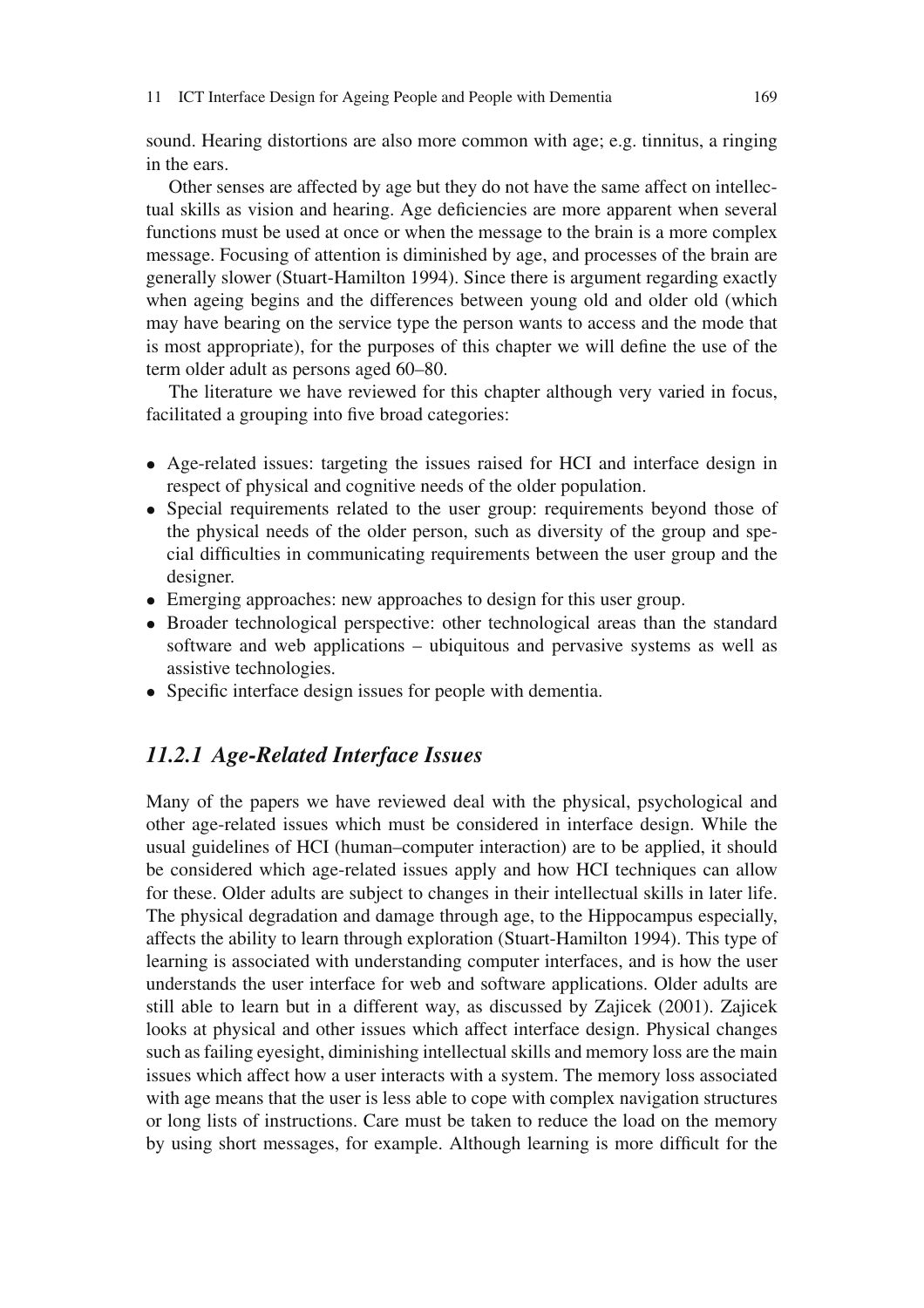sound. Hearing distortions are also more common with age; e.g. tinnitus, a ringing in the ears.

Other senses are affected by age but they do not have the same affect on intellectual skills as vision and hearing. Age deficiencies are more apparent when several functions must be used at once or when the message to the brain is a more complex message. Focusing of attention is diminished by age, and processes of the brain are generally slower (Stuart-Hamilton 1994). Since there is argument regarding exactly when ageing begins and the differences between young old and older old (which may have bearing on the service type the person wants to access and the mode that is most appropriate), for the purposes of this chapter we will define the use of the term older adult as persons aged 60–80.

The literature we have reviewed for this chapter although very varied in focus, facilitated a grouping into five broad categories:

- Age-related issues: targeting the issues raised for HCI and interface design in respect of physical and cognitive needs of the older population.
- Special requirements related to the user group: requirements beyond those of the physical needs of the older person, such as diversity of the group and special difficulties in communicating requirements between the user group and the designer.
- Emerging approaches: new approaches to design for this user group.
- Broader technological perspective: other technological areas than the standard software and web applications – ubiquitous and pervasive systems as well as assistive technologies.
- Specific interface design issues for people with dementia.

### *11.2.1 Age-Related Interface Issues*

Many of the papers we have reviewed deal with the physical, psychological and other age-related issues which must be considered in interface design. While the usual guidelines of HCI (human–computer interaction) are to be applied, it should be considered which age-related issues apply and how HCI techniques can allow for these. Older adults are subject to changes in their intellectual skills in later life. The physical degradation and damage through age, to the Hippocampus especially, affects the ability to learn through exploration (Stuart-Hamilton 1994). This type of learning is associated with understanding computer interfaces, and is how the user understands the user interface for web and software applications. Older adults are still able to learn but in a different way, as discussed by Zajicek (2001). Zajicek looks at physical and other issues which affect interface design. Physical changes such as failing eyesight, diminishing intellectual skills and memory loss are the main issues which affect how a user interacts with a system. The memory loss associated with age means that the user is less able to cope with complex navigation structures or long lists of instructions. Care must be taken to reduce the load on the memory by using short messages, for example. Although learning is more difficult for the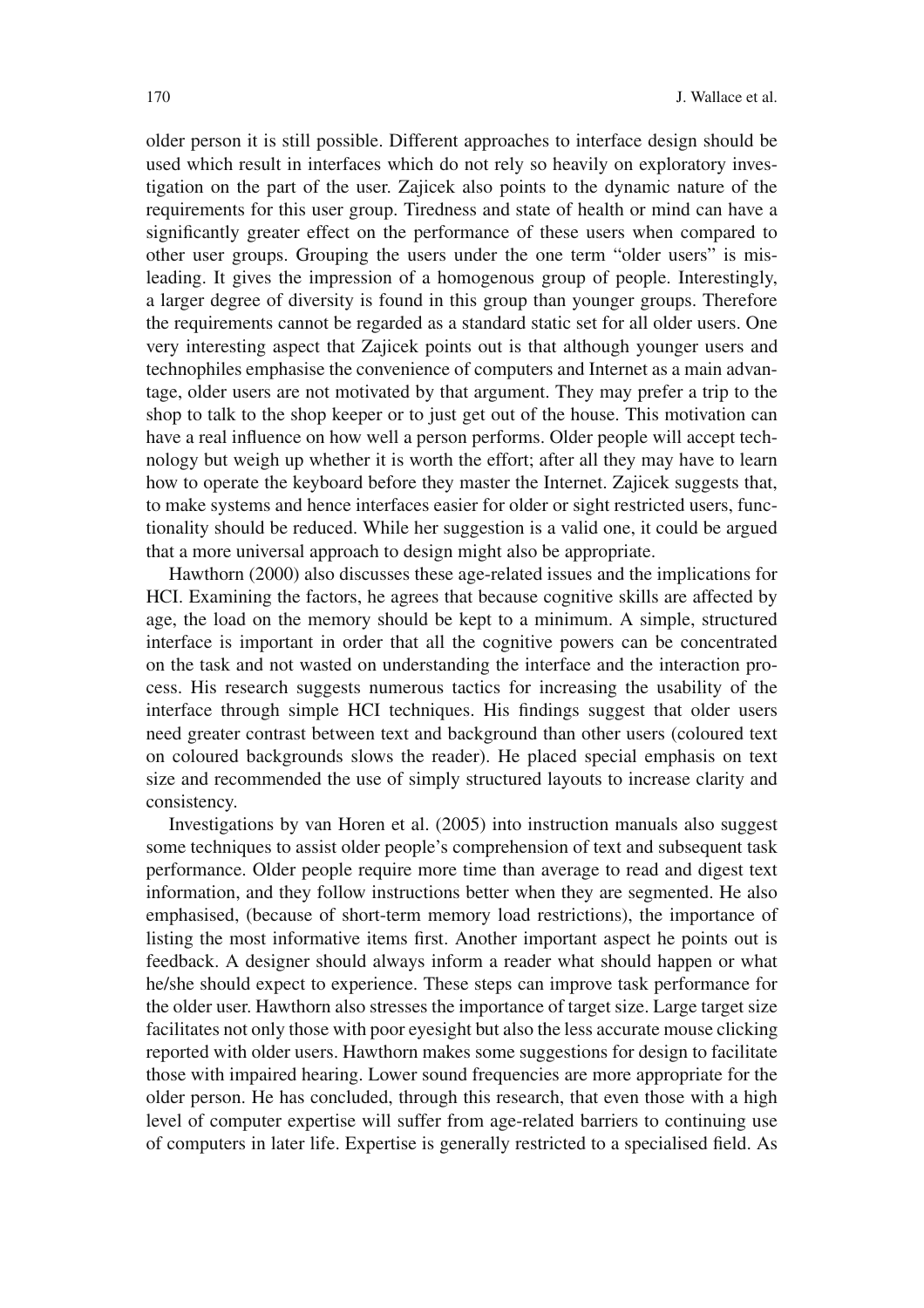older person it is still possible. Different approaches to interface design should be used which result in interfaces which do not rely so heavily on exploratory investigation on the part of the user. Zajicek also points to the dynamic nature of the requirements for this user group. Tiredness and state of health or mind can have a significantly greater effect on the performance of these users when compared to other user groups. Grouping the users under the one term "older users" is misleading. It gives the impression of a homogenous group of people. Interestingly, a larger degree of diversity is found in this group than younger groups. Therefore the requirements cannot be regarded as a standard static set for all older users. One very interesting aspect that Zajicek points out is that although younger users and technophiles emphasise the convenience of computers and Internet as a main advantage, older users are not motivated by that argument. They may prefer a trip to the shop to talk to the shop keeper or to just get out of the house. This motivation can have a real influence on how well a person performs. Older people will accept technology but weigh up whether it is worth the effort; after all they may have to learn how to operate the keyboard before they master the Internet. Zajicek suggests that, to make systems and hence interfaces easier for older or sight restricted users, functionality should be reduced. While her suggestion is a valid one, it could be argued that a more universal approach to design might also be appropriate.

Hawthorn (2000) also discusses these age-related issues and the implications for HCI. Examining the factors, he agrees that because cognitive skills are affected by age, the load on the memory should be kept to a minimum. A simple, structured interface is important in order that all the cognitive powers can be concentrated on the task and not wasted on understanding the interface and the interaction process. His research suggests numerous tactics for increasing the usability of the interface through simple HCI techniques. His findings suggest that older users need greater contrast between text and background than other users (coloured text on coloured backgrounds slows the reader). He placed special emphasis on text size and recommended the use of simply structured layouts to increase clarity and consistency.

Investigations by van Horen et al. (2005) into instruction manuals also suggest some techniques to assist older people's comprehension of text and subsequent task performance. Older people require more time than average to read and digest text information, and they follow instructions better when they are segmented. He also emphasised, (because of short-term memory load restrictions), the importance of listing the most informative items first. Another important aspect he points out is feedback. A designer should always inform a reader what should happen or what he/she should expect to experience. These steps can improve task performance for the older user. Hawthorn also stresses the importance of target size. Large target size facilitates not only those with poor eyesight but also the less accurate mouse clicking reported with older users. Hawthorn makes some suggestions for design to facilitate those with impaired hearing. Lower sound frequencies are more appropriate for the older person. He has concluded, through this research, that even those with a high level of computer expertise will suffer from age-related barriers to continuing use of computers in later life. Expertise is generally restricted to a specialised field. As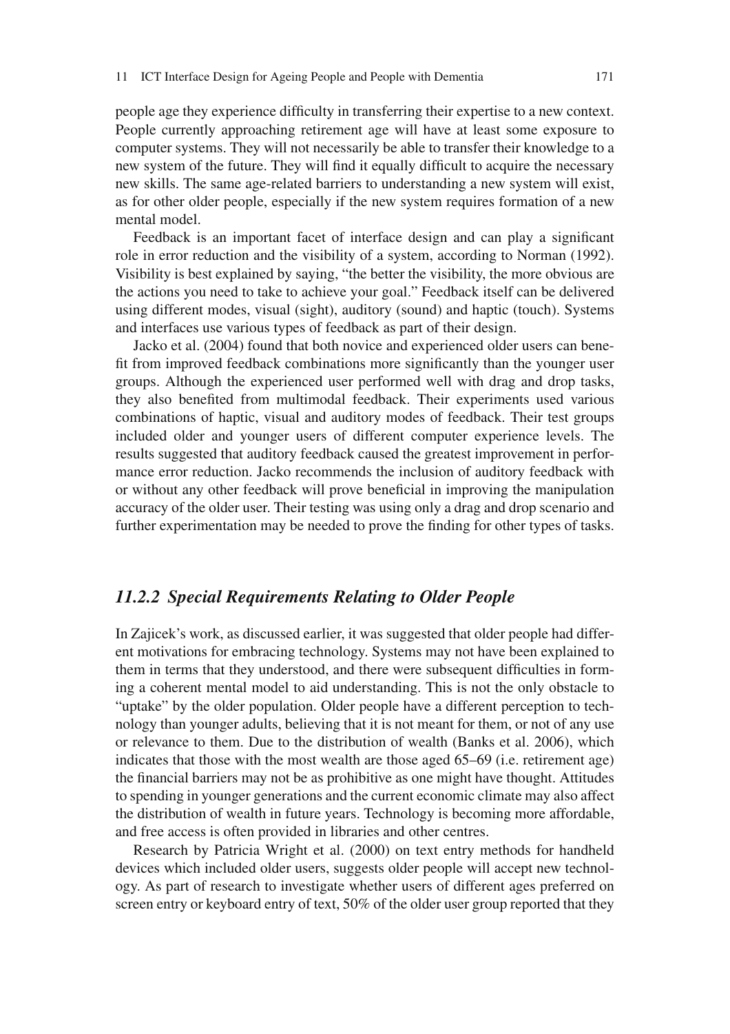people age they experience difficulty in transferring their expertise to a new context. People currently approaching retirement age will have at least some exposure to computer systems. They will not necessarily be able to transfer their knowledge to a new system of the future. They will find it equally difficult to acquire the necessary new skills. The same age-related barriers to understanding a new system will exist, as for other older people, especially if the new system requires formation of a new mental model.

Feedback is an important facet of interface design and can play a significant role in error reduction and the visibility of a system, according to Norman (1992). Visibility is best explained by saying, "the better the visibility, the more obvious are the actions you need to take to achieve your goal." Feedback itself can be delivered using different modes, visual (sight), auditory (sound) and haptic (touch). Systems and interfaces use various types of feedback as part of their design.

Jacko et al. (2004) found that both novice and experienced older users can benefit from improved feedback combinations more significantly than the younger user groups. Although the experienced user performed well with drag and drop tasks, they also benefited from multimodal feedback. Their experiments used various combinations of haptic, visual and auditory modes of feedback. Their test groups included older and younger users of different computer experience levels. The results suggested that auditory feedback caused the greatest improvement in performance error reduction. Jacko recommends the inclusion of auditory feedback with or without any other feedback will prove beneficial in improving the manipulation accuracy of the older user. Their testing was using only a drag and drop scenario and further experimentation may be needed to prove the finding for other types of tasks.

### *11.2.2 Special Requirements Relating to Older People*

In Zajicek's work, as discussed earlier, it was suggested that older people had different motivations for embracing technology. Systems may not have been explained to them in terms that they understood, and there were subsequent difficulties in forming a coherent mental model to aid understanding. This is not the only obstacle to "uptake" by the older population. Older people have a different perception to technology than younger adults, believing that it is not meant for them, or not of any use or relevance to them. Due to the distribution of wealth (Banks et al. 2006), which indicates that those with the most wealth are those aged 65–69 (i.e. retirement age) the financial barriers may not be as prohibitive as one might have thought. Attitudes to spending in younger generations and the current economic climate may also affect the distribution of wealth in future years. Technology is becoming more affordable, and free access is often provided in libraries and other centres.

Research by Patricia Wright et al. (2000) on text entry methods for handheld devices which included older users, suggests older people will accept new technology. As part of research to investigate whether users of different ages preferred on screen entry or keyboard entry of text, 50% of the older user group reported that they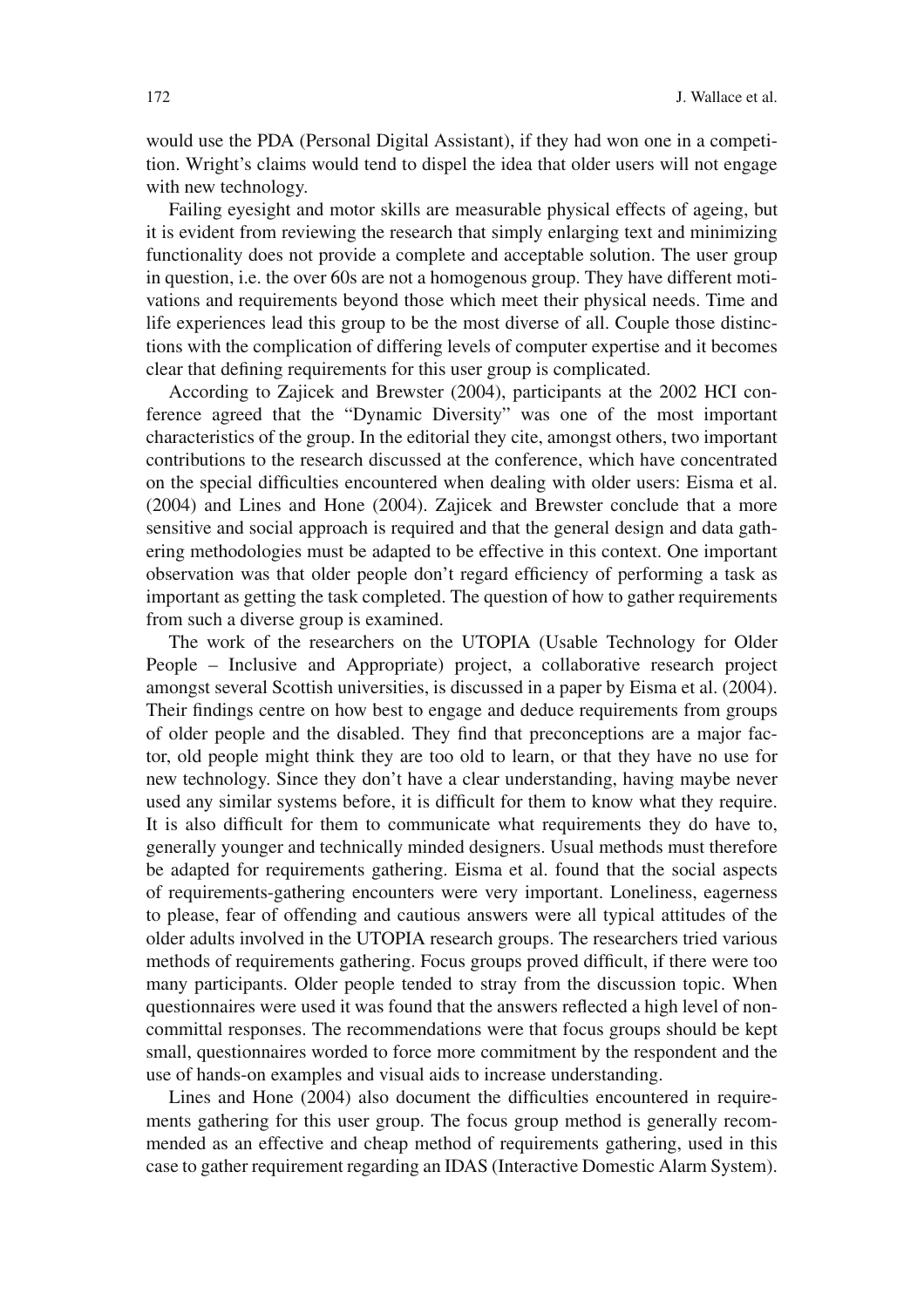would use the PDA (Personal Digital Assistant), if they had won one in a competition. Wright's claims would tend to dispel the idea that older users will not engage with new technology.

Failing eyesight and motor skills are measurable physical effects of ageing, but it is evident from reviewing the research that simply enlarging text and minimizing functionality does not provide a complete and acceptable solution. The user group in question, i.e. the over 60s are not a homogenous group. They have different motivations and requirements beyond those which meet their physical needs. Time and life experiences lead this group to be the most diverse of all. Couple those distinctions with the complication of differing levels of computer expertise and it becomes clear that defining requirements for this user group is complicated.

According to Zajicek and Brewster (2004), participants at the 2002 HCI conference agreed that the "Dynamic Diversity" was one of the most important characteristics of the group. In the editorial they cite, amongst others, two important contributions to the research discussed at the conference, which have concentrated on the special difficulties encountered when dealing with older users: Eisma et al. (2004) and Lines and Hone (2004). Zajicek and Brewster conclude that a more sensitive and social approach is required and that the general design and data gathering methodologies must be adapted to be effective in this context. One important observation was that older people don't regard efficiency of performing a task as important as getting the task completed. The question of how to gather requirements from such a diverse group is examined.

The work of the researchers on the UTOPIA (Usable Technology for Older People – Inclusive and Appropriate) project, a collaborative research project amongst several Scottish universities, is discussed in a paper by Eisma et al. (2004). Their findings centre on how best to engage and deduce requirements from groups of older people and the disabled. They find that preconceptions are a major factor, old people might think they are too old to learn, or that they have no use for new technology. Since they don't have a clear understanding, having maybe never used any similar systems before, it is difficult for them to know what they require. It is also difficult for them to communicate what requirements they do have to, generally younger and technically minded designers. Usual methods must therefore be adapted for requirements gathering. Eisma et al. found that the social aspects of requirements-gathering encounters were very important. Loneliness, eagerness to please, fear of offending and cautious answers were all typical attitudes of the older adults involved in the UTOPIA research groups. The researchers tried various methods of requirements gathering. Focus groups proved difficult, if there were too many participants. Older people tended to stray from the discussion topic. When questionnaires were used it was found that the answers reflected a high level of non-committal responses. The recommendations were that focus groups should be kept small, questionnaires worded to force more commitment by the respondent and the use of hands-on examples and visual aids to increase understanding.

Lines and Hone (2004) also document the difficulties encountered in requirements gathering for this user group. The focus group method is generally recommended as an effective and cheap method of requirements gathering, used in this case to gather requirement regarding an IDAS (Interactive Domestic Alarm System).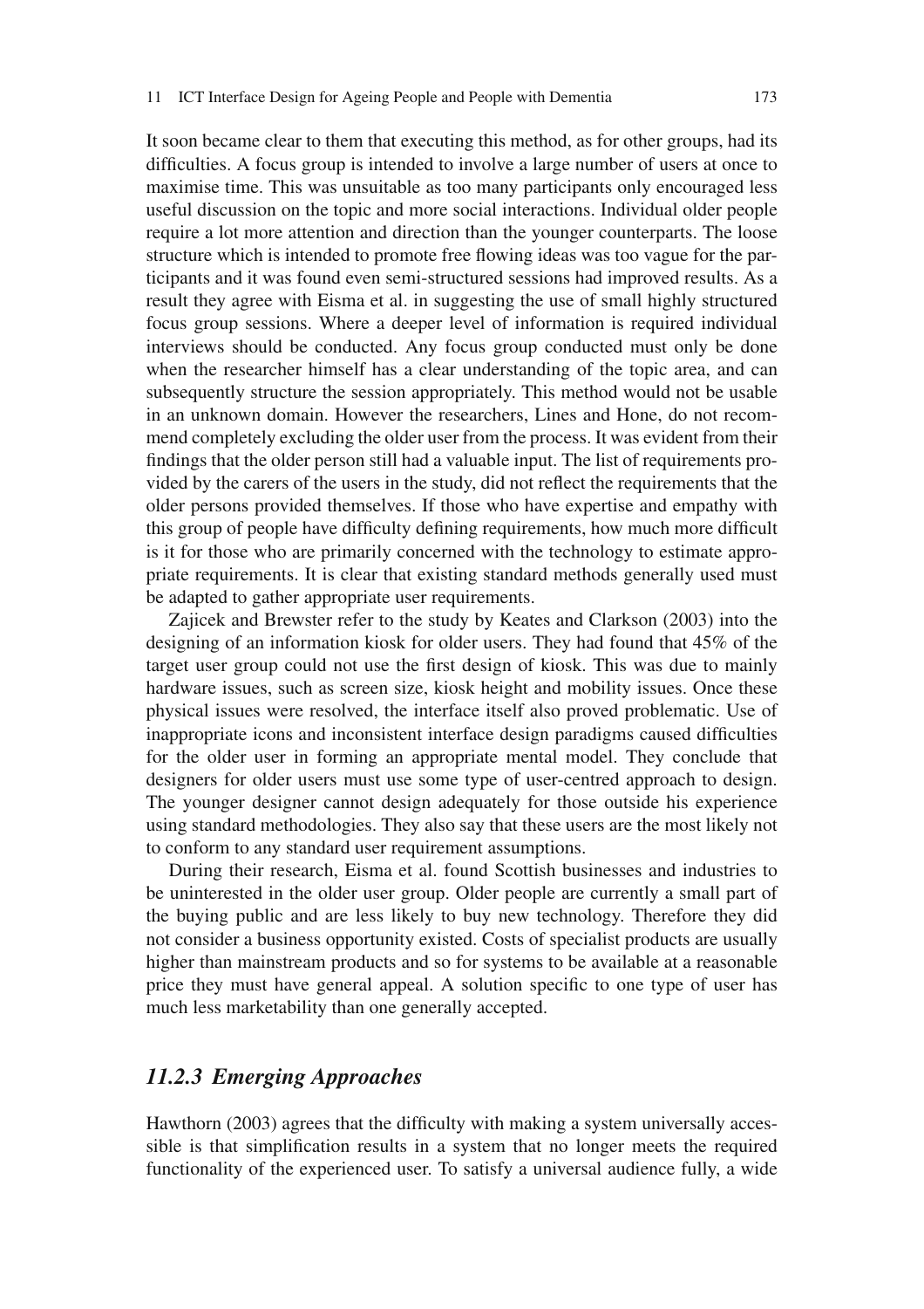It soon became clear to them that executing this method, as for other groups, had its difficulties. A focus group is intended to involve a large number of users at once to maximise time. This was unsuitable as too many participants only encouraged less useful discussion on the topic and more social interactions. Individual older people require a lot more attention and direction than the younger counterparts. The loose structure which is intended to promote free flowing ideas was too vague for the participants and it was found even semi-structured sessions had improved results. As a result they agree with Eisma et al. in suggesting the use of small highly structured focus group sessions. Where a deeper level of information is required individual interviews should be conducted. Any focus group conducted must only be done when the researcher himself has a clear understanding of the topic area, and can subsequently structure the session appropriately. This method would not be usable in an unknown domain. However the researchers, Lines and Hone, do not recommend completely excluding the older user from the process. It was evident from their findings that the older person still had a valuable input. The list of requirements provided by the carers of the users in the study, did not reflect the requirements that the older persons provided themselves. If those who have expertise and empathy with this group of people have difficulty defining requirements, how much more difficult is it for those who are primarily concerned with the technology to estimate appropriate requirements. It is clear that existing standard methods generally used must be adapted to gather appropriate user requirements.

Zajicek and Brewster refer to the study by Keates and Clarkson (2003) into the designing of an information kiosk for older users. They had found that 45% of the target user group could not use the first design of kiosk. This was due to mainly hardware issues, such as screen size, kiosk height and mobility issues. Once these physical issues were resolved, the interface itself also proved problematic. Use of inappropriate icons and inconsistent interface design paradigms caused difficulties for the older user in forming an appropriate mental model. They conclude that designers for older users must use some type of user-centred approach to design. The younger designer cannot design adequately for those outside his experience using standard methodologies. They also say that these users are the most likely not to conform to any standard user requirement assumptions.

During their research, Eisma et al. found Scottish businesses and industries to be uninterested in the older user group. Older people are currently a small part of the buying public and are less likely to buy new technology. Therefore they did not consider a business opportunity existed. Costs of specialist products are usually higher than mainstream products and so for systems to be available at a reasonable price they must have general appeal. A solution specific to one type of user has much less marketability than one generally accepted.

### *11.2.3 Emerging Approaches*

Hawthorn (2003) agrees that the difficulty with making a system universally accessible is that simplification results in a system that no longer meets the required functionality of the experienced user. To satisfy a universal audience fully, a wide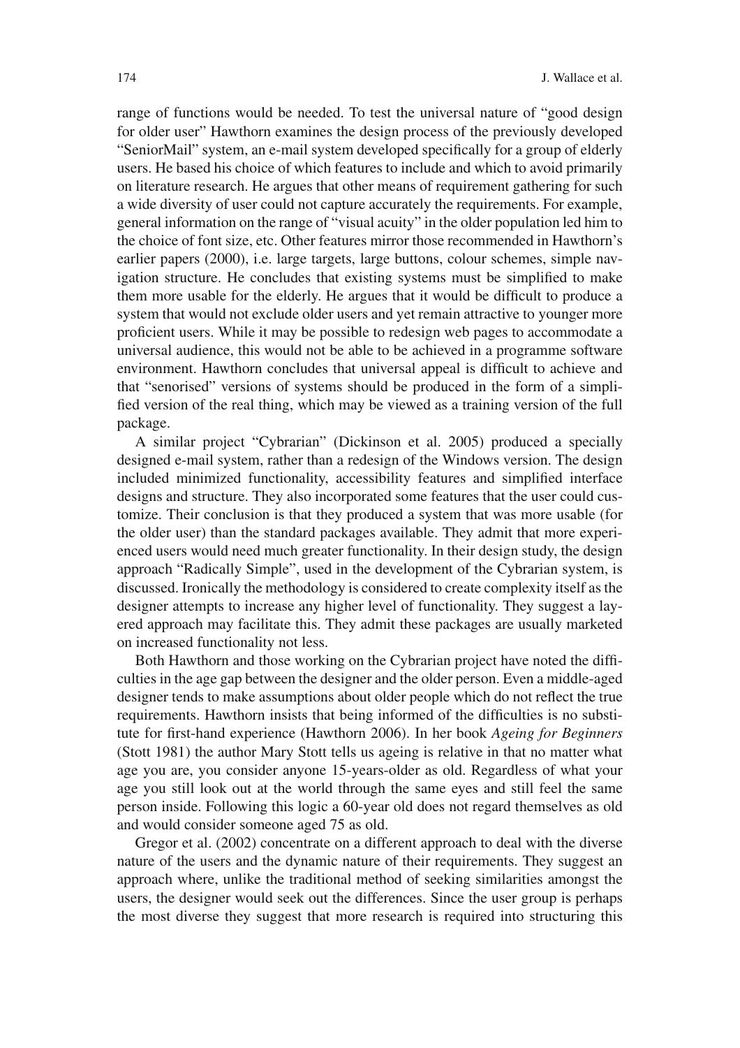range of functions would be needed. To test the universal nature of "good design for older user" Hawthorn examines the design process of the previously developed "SeniorMail" system, an e-mail system developed specifically for a group of elderly users. He based his choice of which features to include and which to avoid primarily on literature research. He argues that other means of requirement gathering for such a wide diversity of user could not capture accurately the requirements. For example, general information on the range of "visual acuity" in the older population led him to the choice of font size, etc. Other features mirror those recommended in Hawthorn's earlier papers (2000), i.e. large targets, large buttons, colour schemes, simple navigation structure. He concludes that existing systems must be simplified to make them more usable for the elderly. He argues that it would be difficult to produce a system that would not exclude older users and yet remain attractive to younger more proficient users. While it may be possible to redesign web pages to accommodate a universal audience, this would not be able to be achieved in a programme software environment. Hawthorn concludes that universal appeal is difficult to achieve and that "senorised" versions of systems should be produced in the form of a simplified version of the real thing, which may be viewed as a training version of the full package.

A similar project "Cybrarian" (Dickinson et al. 2005) produced a specially designed e-mail system, rather than a redesign of the Windows version. The design included minimized functionality, accessibility features and simplified interface designs and structure. They also incorporated some features that the user could customize. Their conclusion is that they produced a system that was more usable (for the older user) than the standard packages available. They admit that more experienced users would need much greater functionality. In their design study, the design approach "Radically Simple", used in the development of the Cybrarian system, is discussed. Ironically the methodology is considered to create complexity itself as the designer attempts to increase any higher level of functionality. They suggest a layered approach may facilitate this. They admit these packages are usually marketed on increased functionality not less.

Both Hawthorn and those working on the Cybrarian project have noted the difficulties in the age gap between the designer and the older person. Even a middle-aged designer tends to make assumptions about older people which do not reflect the true requirements. Hawthorn insists that being informed of the difficulties is no substitute for first-hand experience (Hawthorn 2006). In her book *Ageing for Beginners* (Stott 1981) the author Mary Stott tells us ageing is relative in that no matter what age you are, you consider anyone 15-years-older as old. Regardless of what your age you still look out at the world through the same eyes and still feel the same person inside. Following this logic a 60-year old does not regard themselves as old and would consider someone aged 75 as old.

Gregor et al. (2002) concentrate on a different approach to deal with the diverse nature of the users and the dynamic nature of their requirements. They suggest an approach where, unlike the traditional method of seeking similarities amongst the users, the designer would seek out the differences. Since the user group is perhaps the most diverse they suggest that more research is required into structuring this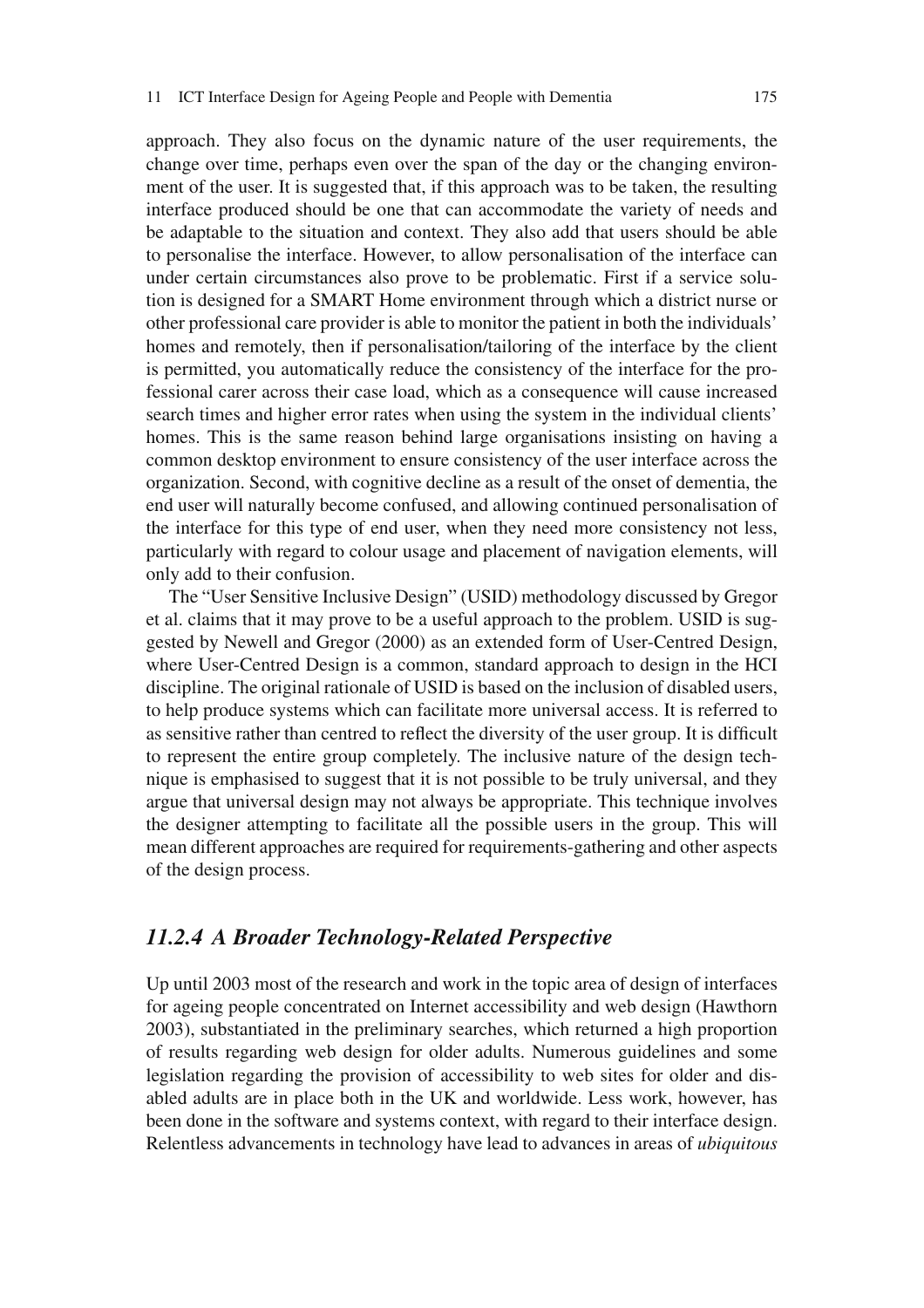approach. They also focus on the dynamic nature of the user requirements, the change over time, perhaps even over the span of the day or the changing environment of the user. It is suggested that, if this approach was to be taken, the resulting interface produced should be one that can accommodate the variety of needs and be adaptable to the situation and context. They also add that users should be able to personalise the interface. However, to allow personalisation of the interface can under certain circumstances also prove to be problematic. First if a service solution is designed for a SMART Home environment through which a district nurse or other professional care provider is able to monitor the patient in both the individuals' homes and remotely, then if personalisation/tailoring of the interface by the client is permitted, you automatically reduce the consistency of the interface for the professional carer across their case load, which as a consequence will cause increased search times and higher error rates when using the system in the individual clients' homes. This is the same reason behind large organisations insisting on having a common desktop environment to ensure consistency of the user interface across the organization. Second, with cognitive decline as a result of the onset of dementia, the end user will naturally become confused, and allowing continued personalisation of the interface for this type of end user, when they need more consistency not less, particularly with regard to colour usage and placement of navigation elements, will only add to their confusion.

The "User Sensitive Inclusive Design" (USID) methodology discussed by Gregor et al. claims that it may prove to be a useful approach to the problem. USID is suggested by Newell and Gregor (2000) as an extended form of User-Centred Design, where User-Centred Design is a common, standard approach to design in the HCI discipline. The original rationale of USID is based on the inclusion of disabled users, to help produce systems which can facilitate more universal access. It is referred to as sensitive rather than centred to reflect the diversity of the user group. It is difficult to represent the entire group completely. The inclusive nature of the design technique is emphasised to suggest that it is not possible to be truly universal, and they argue that universal design may not always be appropriate. This technique involves the designer attempting to facilitate all the possible users in the group. This will mean different approaches are required for requirements-gathering and other aspects of the design process.

### *11.2.4 A Broader Technology-Related Perspective*

Up until 2003 most of the research and work in the topic area of design of interfaces for ageing people concentrated on Internet accessibility and web design (Hawthorn 2003), substantiated in the preliminary searches, which returned a high proportion of results regarding web design for older adults. Numerous guidelines and some legislation regarding the provision of accessibility to web sites for older and disabled adults are in place both in the UK and worldwide. Less work, however, has been done in the software and systems context, with regard to their interface design. Relentless advancements in technology have lead to advances in areas of *ubiquitous*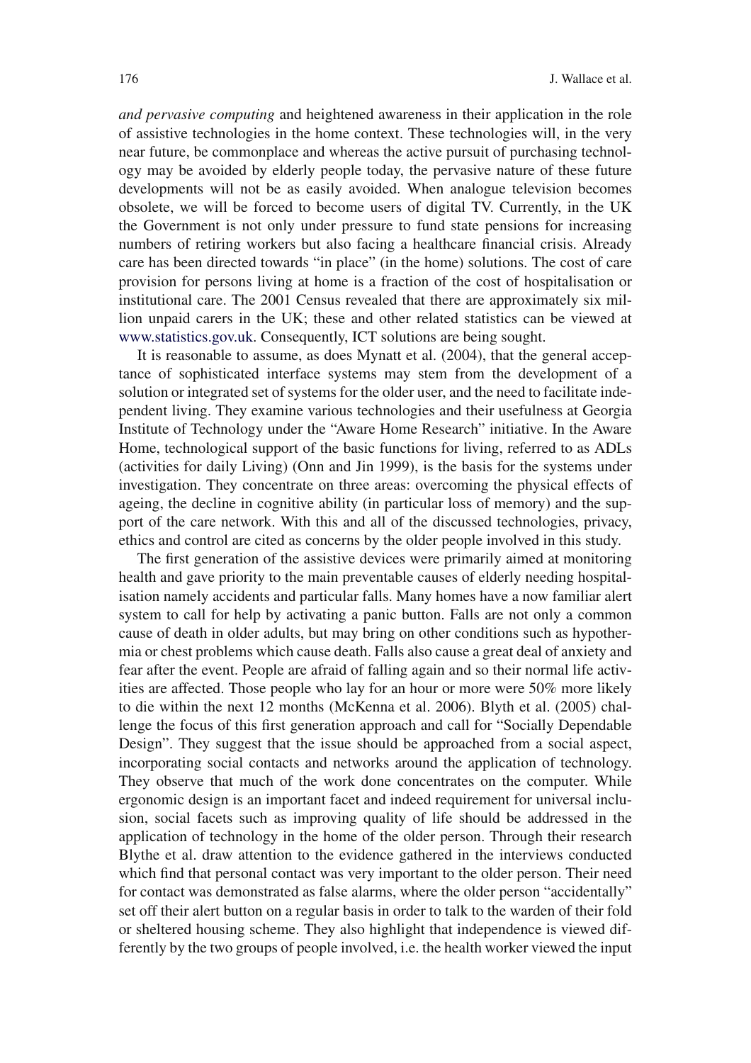*and pervasive computing* and heightened awareness in their application in the role of assistive technologies in the home context. These technologies will, in the very near future, be commonplace and whereas the active pursuit of purchasing technology may be avoided by elderly people today, the pervasive nature of these future developments will not be as easily avoided. When analogue television becomes obsolete, we will be forced to become users of digital TV. Currently, in the UK the Government is not only under pressure to fund state pensions for increasing numbers of retiring workers but also facing a healthcare financial crisis. Already care has been directed towards "in place" (in the home) solutions. The cost of care provision for persons living at home is a fraction of the cost of hospitalisation or institutional care. The 2001 Census revealed that there are approximately six million unpaid carers in the UK; these and other related statistics can be viewed at www.statistics.gov.uk. Consequently, ICT solutions are being sought.

It is reasonable to assume, as does Mynatt et al. (2004), that the general acceptance of sophisticated interface systems may stem from the development of a solution or integrated set of systems for the older user, and the need to facilitate independent living. They examine various technologies and their usefulness at Georgia Institute of Technology under the "Aware Home Research" initiative. In the Aware Home, technological support of the basic functions for living, referred to as ADLs (activities for daily Living) (Onn and Jin 1999), is the basis for the systems under investigation. They concentrate on three areas: overcoming the physical effects of ageing, the decline in cognitive ability (in particular loss of memory) and the support of the care network. With this and all of the discussed technologies, privacy, ethics and control are cited as concerns by the older people involved in this study.

The first generation of the assistive devices were primarily aimed at monitoring health and gave priority to the main preventable causes of elderly needing hospitalisation namely accidents and particular falls. Many homes have a now familiar alert system to call for help by activating a panic button. Falls are not only a common cause of death in older adults, but may bring on other conditions such as hypothermia or chest problems which cause death. Falls also cause a great deal of anxiety and fear after the event. People are afraid of falling again and so their normal life activities are affected. Those people who lay for an hour or more were 50% more likely to die within the next 12 months (McKenna et al. 2006). Blyth et al. (2005) challenge the focus of this first generation approach and call for "Socially Dependable Design". They suggest that the issue should be approached from a social aspect, incorporating social contacts and networks around the application of technology. They observe that much of the work done concentrates on the computer. While ergonomic design is an important facet and indeed requirement for universal inclusion, social facets such as improving quality of life should be addressed in the application of technology in the home of the older person. Through their research Blythe et al. draw attention to the evidence gathered in the interviews conducted which find that personal contact was very important to the older person. Their need for contact was demonstrated as false alarms, where the older person "accidentally" set off their alert button on a regular basis in order to talk to the warden of their fold or sheltered housing scheme. They also highlight that independence is viewed differently by the two groups of people involved, i.e. the health worker viewed the input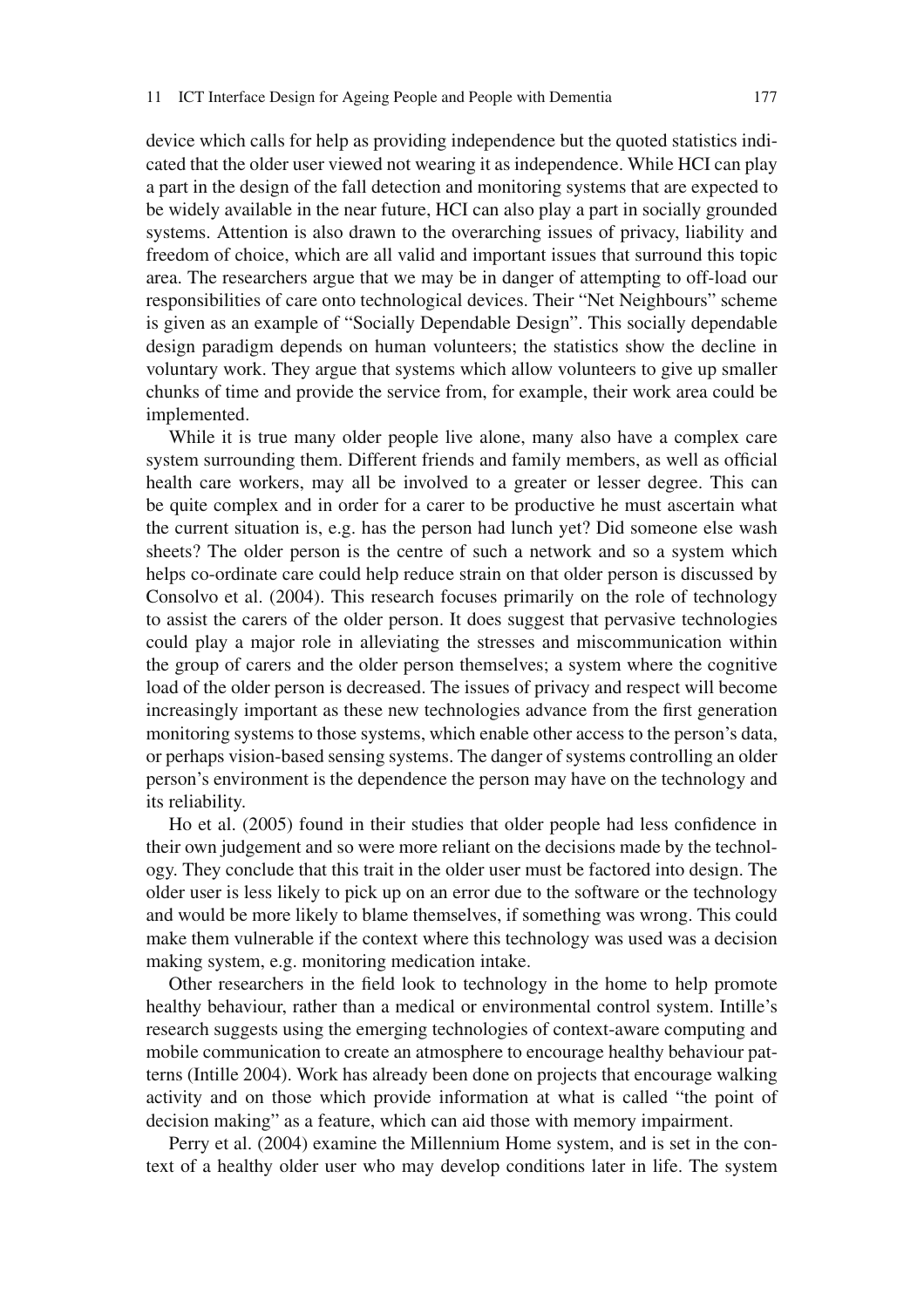device which calls for help as providing independence but the quoted statistics indicated that the older user viewed not wearing it as independence. While HCI can play a part in the design of the fall detection and monitoring systems that are expected to be widely available in the near future, HCI can also play a part in socially grounded systems. Attention is also drawn to the overarching issues of privacy, liability and freedom of choice, which are all valid and important issues that surround this topic area. The researchers argue that we may be in danger of attempting to off-load our responsibilities of care onto technological devices. Their "Net Neighbours" scheme is given as an example of "Socially Dependable Design". This socially dependable design paradigm depends on human volunteers; the statistics show the decline in voluntary work. They argue that systems which allow volunteers to give up smaller chunks of time and provide the service from, for example, their work area could be implemented.

While it is true many older people live alone, many also have a complex care system surrounding them. Different friends and family members, as well as official health care workers, may all be involved to a greater or lesser degree. This can be quite complex and in order for a carer to be productive he must ascertain what the current situation is, e.g. has the person had lunch yet? Did someone else wash sheets? The older person is the centre of such a network and so a system which helps co-ordinate care could help reduce strain on that older person is discussed by Consolvo et al. (2004). This research focuses primarily on the role of technology to assist the carers of the older person. It does suggest that pervasive technologies could play a major role in alleviating the stresses and miscommunication within the group of carers and the older person themselves; a system where the cognitive load of the older person is decreased. The issues of privacy and respect will become increasingly important as these new technologies advance from the first generation monitoring systems to those systems, which enable other access to the person's data, or perhaps vision-based sensing systems. The danger of systems controlling an older person's environment is the dependence the person may have on the technology and its reliability.

Ho et al. (2005) found in their studies that older people had less confidence in their own judgement and so were more reliant on the decisions made by the technology. They conclude that this trait in the older user must be factored into design. The older user is less likely to pick up on an error due to the software or the technology and would be more likely to blame themselves, if something was wrong. This could make them vulnerable if the context where this technology was used was a decision making system, e.g. monitoring medication intake.

Other researchers in the field look to technology in the home to help promote healthy behaviour, rather than a medical or environmental control system. Intille's research suggests using the emerging technologies of context-aware computing and mobile communication to create an atmosphere to encourage healthy behaviour patterns (Intille 2004). Work has already been done on projects that encourage walking activity and on those which provide information at what is called "the point of decision making" as a feature, which can aid those with memory impairment.

Perry et al. (2004) examine the Millennium Home system, and is set in the context of a healthy older user who may develop conditions later in life. The system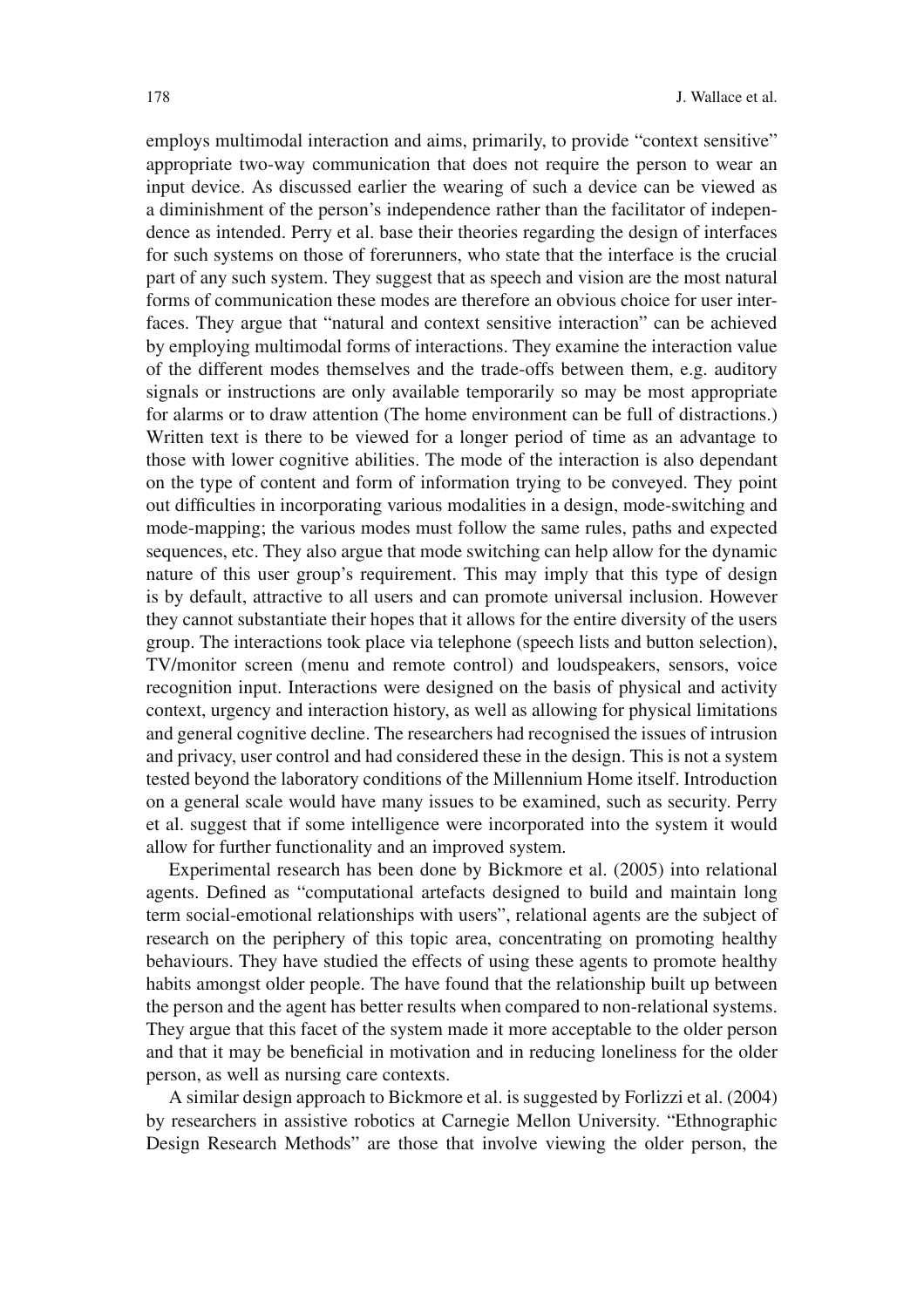employs multimodal interaction and aims, primarily, to provide "context sensitive" appropriate two-way communication that does not require the person to wear an input device. As discussed earlier the wearing of such a device can be viewed as a diminishment of the person's independence rather than the facilitator of independence as intended. Perry et al. base their theories regarding the design of interfaces for such systems on those of forerunners, who state that the interface is the crucial part of any such system. They suggest that as speech and vision are the most natural forms of communication these modes are therefore an obvious choice for user interfaces. They argue that "natural and context sensitive interaction" can be achieved by employing multimodal forms of interactions. They examine the interaction value of the different modes themselves and the trade-offs between them, e.g. auditory signals or instructions are only available temporarily so may be most appropriate for alarms or to draw attention (The home environment can be full of distractions.) Written text is there to be viewed for a longer period of time as an advantage to those with lower cognitive abilities. The mode of the interaction is also dependant on the type of content and form of information trying to be conveyed. They point out difficulties in incorporating various modalities in a design, mode-switching and mode-mapping; the various modes must follow the same rules, paths and expected sequences, etc. They also argue that mode switching can help allow for the dynamic nature of this user group's requirement. This may imply that this type of design is by default, attractive to all users and can promote universal inclusion. However they cannot substantiate their hopes that it allows for the entire diversity of the users group. The interactions took place via telephone (speech lists and button selection), TV/monitor screen (menu and remote control) and loudspeakers, sensors, voice recognition input. Interactions were designed on the basis of physical and activity context, urgency and interaction history, as well as allowing for physical limitations and general cognitive decline. The researchers had recognised the issues of intrusion and privacy, user control and had considered these in the design. This is not a system tested beyond the laboratory conditions of the Millennium Home itself. Introduction on a general scale would have many issues to be examined, such as security. Perry et al. suggest that if some intelligence were incorporated into the system it would allow for further functionality and an improved system.

Experimental research has been done by Bickmore et al. (2005) into relational agents. Defined as "computational artefacts designed to build and maintain long term social-emotional relationships with users", relational agents are the subject of research on the periphery of this topic area, concentrating on promoting healthy behaviours. They have studied the effects of using these agents to promote healthy habits amongst older people. The have found that the relationship built up between the person and the agent has better results when compared to non-relational systems. They argue that this facet of the system made it more acceptable to the older person and that it may be beneficial in motivation and in reducing loneliness for the older person, as well as nursing care contexts.

A similar design approach to Bickmore et al. is suggested by Forlizzi et al. (2004) by researchers in assistive robotics at Carnegie Mellon University. "Ethnographic Design Research Methods" are those that involve viewing the older person, the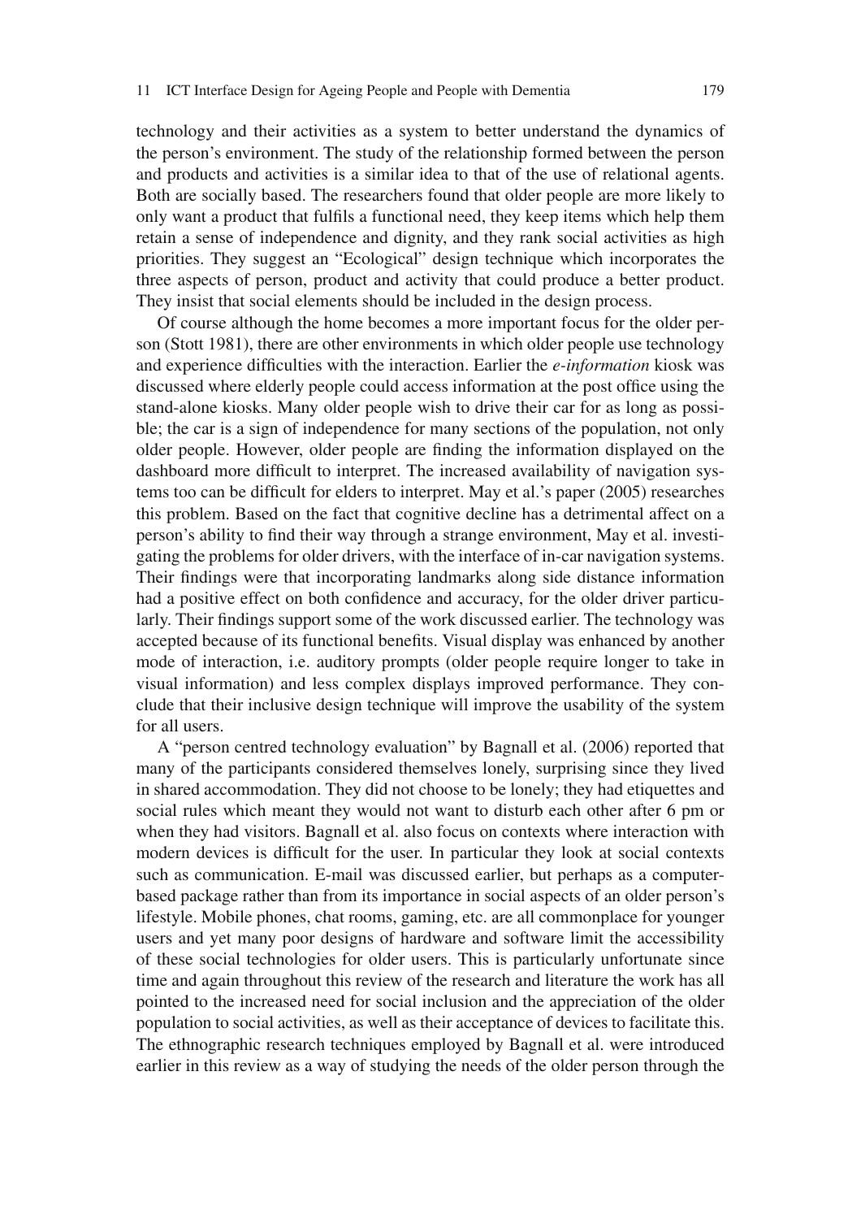technology and their activities as a system to better understand the dynamics of the person's environment. The study of the relationship formed between the person and products and activities is a similar idea to that of the use of relational agents. Both are socially based. The researchers found that older people are more likely to only want a product that fulfils a functional need, they keep items which help them retain a sense of independence and dignity, and they rank social activities as high priorities. They suggest an "Ecological" design technique which incorporates the three aspects of person, product and activity that could produce a better product. They insist that social elements should be included in the design process.

Of course although the home becomes a more important focus for the older person (Stott 1981), there are other environments in which older people use technology and experience difficulties with the interaction. Earlier the *e-information* kiosk was discussed where elderly people could access information at the post office using the stand-alone kiosks. Many older people wish to drive their car for as long as possible; the car is a sign of independence for many sections of the population, not only older people. However, older people are finding the information displayed on the dashboard more difficult to interpret. The increased availability of navigation systems too can be difficult for elders to interpret. May et al.'s paper (2005) researches this problem. Based on the fact that cognitive decline has a detrimental affect on a person's ability to find their way through a strange environment, May et al. investigating the problems for older drivers, with the interface of in-car navigation systems. Their findings were that incorporating landmarks along side distance information had a positive effect on both confidence and accuracy, for the older driver particularly. Their findings support some of the work discussed earlier. The technology was accepted because of its functional benefits. Visual display was enhanced by another mode of interaction, i.e. auditory prompts (older people require longer to take in visual information) and less complex displays improved performance. They conclude that their inclusive design technique will improve the usability of the system for all users.

A "person centred technology evaluation" by Bagnall et al. (2006) reported that many of the participants considered themselves lonely, surprising since they lived in shared accommodation. They did not choose to be lonely; they had etiquettes and social rules which meant they would not want to disturb each other after 6 pm or when they had visitors. Bagnall et al. also focus on contexts where interaction with modern devices is difficult for the user. In particular they look at social contexts such as communication. E-mail was discussed earlier, but perhaps as a computer-based package rather than from its importance in social aspects of an older person's lifestyle. Mobile phones, chat rooms, gaming, etc. are all commonplace for younger users and yet many poor designs of hardware and software limit the accessibility of these social technologies for older users. This is particularly unfortunate since time and again throughout this review of the research and literature the work has all pointed to the increased need for social inclusion and the appreciation of the older population to social activities, as well as their acceptance of devices to facilitate this. The ethnographic research techniques employed by Bagnall et al. were introduced earlier in this review as a way of studying the needs of the older person through the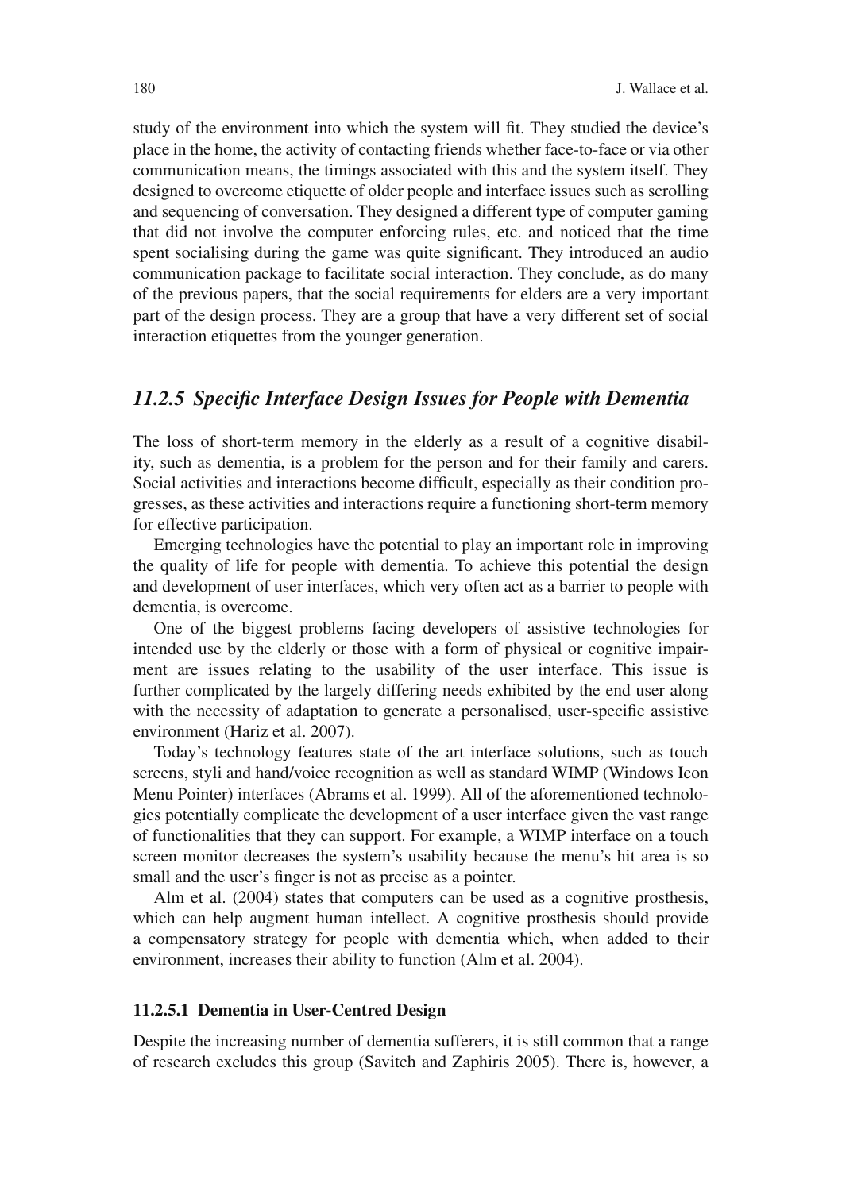study of the environment into which the system will fit. They studied the device's place in the home, the activity of contacting friends whether face-to-face or via other communication means, the timings associated with this and the system itself. They designed to overcome etiquette of older people and interface issues such as scrolling and sequencing of conversation. They designed a different type of computer gaming that did not involve the computer enforcing rules, etc. and noticed that the time spent socialising during the game was quite significant. They introduced an audio communication package to facilitate social interaction. They conclude, as do many of the previous papers, that the social requirements for elders are a very important part of the design process. They are a group that have a very different set of social interaction etiquettes from the younger generation.

### *11.2.5 Specific Interface Design Issues for People with Dementia*

The loss of short-term memory in the elderly as a result of a cognitive disability, such as dementia, is a problem for the person and for their family and carers. Social activities and interactions become difficult, especially as their condition progresses, as these activities and interactions require a functioning short-term memory for effective participation.

Emerging technologies have the potential to play an important role in improving the quality of life for people with dementia. To achieve this potential the design and development of user interfaces, which very often act as a barrier to people with dementia, is overcome.

One of the biggest problems facing developers of assistive technologies for intended use by the elderly or those with a form of physical or cognitive impairment are issues relating to the usability of the user interface. This issue is further complicated by the largely differing needs exhibited by the end user along with the necessity of adaptation to generate a personalised, user-specific assistive environment (Hariz et al. 2007).

Today's technology features state of the art interface solutions, such as touch screens, styli and hand/voice recognition as well as standard WIMP (Windows Icon Menu Pointer) interfaces (Abrams et al. 1999). All of the aforementioned technologies potentially complicate the development of a user interface given the vast range of functionalities that they can support. For example, a WIMP interface on a touch screen monitor decreases the system's usability because the menu's hit area is so small and the user's finger is not as precise as a pointer.

Alm et al. (2004) states that computers can be used as a cognitive prosthesis, which can help augment human intellect. A cognitive prosthesis should provide a compensatory strategy for people with dementia which, when added to their environment, increases their ability to function (Alm et al. 2004).

#### 11.2.5.1 Dementia in User-Centred Design

Despite the increasing number of dementia sufferers, it is still common that a range of research excludes this group (Savitch and Zaphiris 2005). There is, however, a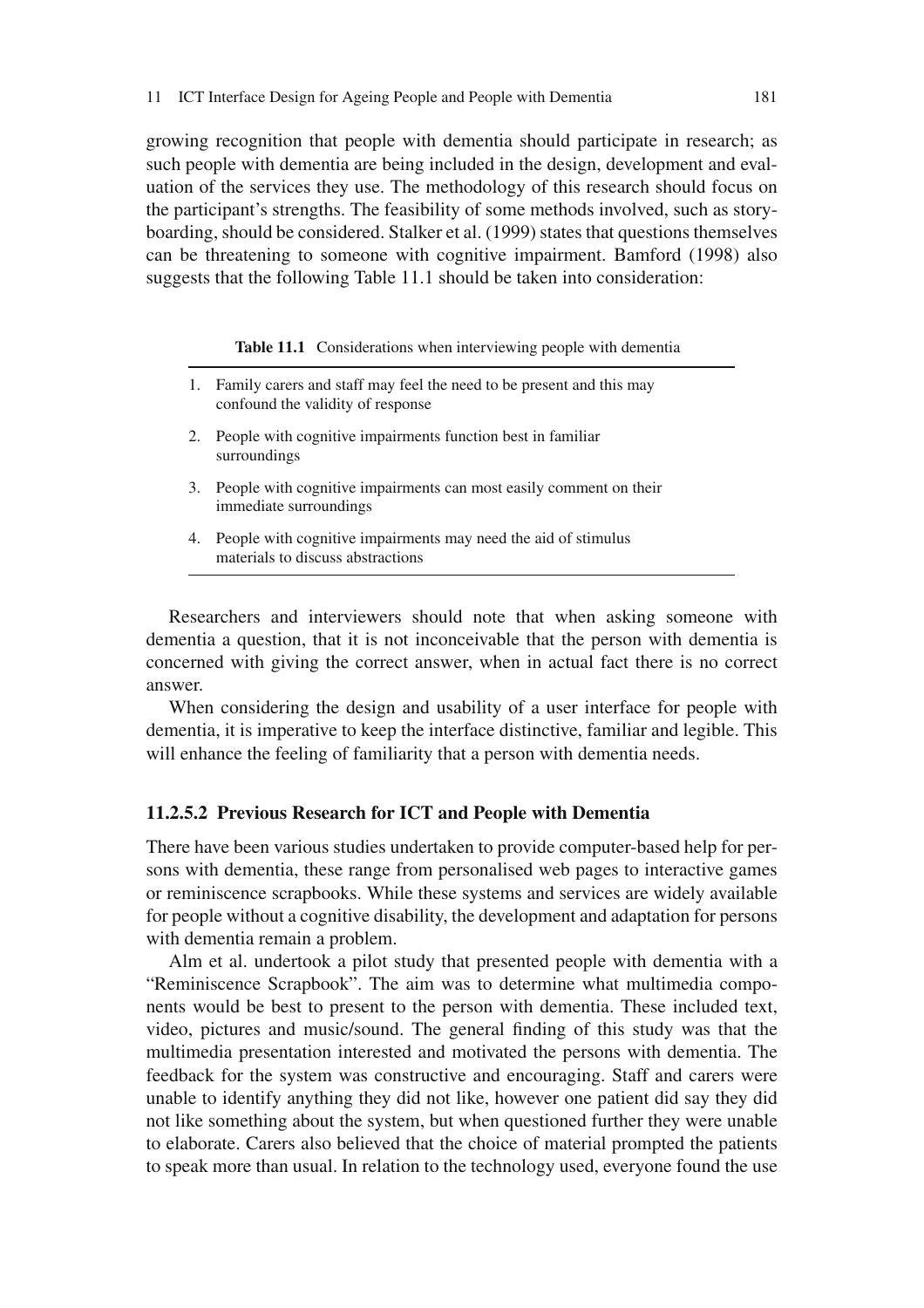growing recognition that people with dementia should participate in research; as such people with dementia are being included in the design, development and evaluation of the services they use. The methodology of this research should focus on the participant's strengths. The feasibility of some methods involved, such as storyboarding, should be considered. Stalker et al. (1999) states that questions themselves can be threatening to someone with cognitive impairment. Bamford (1998) also suggests that the following Table 11.1 should be taken into consideration:

**Table 11.1** Considerations when interviewing people with dementia

| |
|---|
| 1. Family carers and staff may feel the need to be present and this may confound the validity of response |
| 2. People with cognitive impairments function best in familiar surroundings |
| 3. People with cognitive impairments can most easily comment on their immediate surroundings |
| 4. People with cognitive impairments may need the aid of stimulus materials to discuss abstractions |

Researchers and interviewers should note that when asking someone with dementia a question, that it is not inconceivable that the person with dementia is concerned with giving the correct answer, when in actual fact there is no correct answer.

When considering the design and usability of a user interface for people with dementia, it is imperative to keep the interface distinctive, familiar and legible. This will enhance the feeling of familiarity that a person with dementia needs.

#### 11.2.5.2 Previous Research for ICT and People with Dementia

There have been various studies undertaken to provide computer-based help for persons with dementia, these range from personalised web pages to interactive games or reminiscence scrapbooks. While these systems and services are widely available for people without a cognitive disability, the development and adaptation for persons with dementia remain a problem.

Alm et al. undertook a pilot study that presented people with dementia with a "Reminiscence Scrapbook". The aim was to determine what multimedia components would be best to present to the person with dementia. These included text, video, pictures and music/sound. The general finding of this study was that the multimedia presentation interested and motivated the persons with dementia. The feedback for the system was constructive and encouraging. Staff and carers were unable to identify anything they did not like, however one patient did say they did not like something about the system, but when questioned further they were unable to elaborate. Carers also believed that the choice of material prompted the patients to speak more than usual. In relation to the technology used, everyone found the use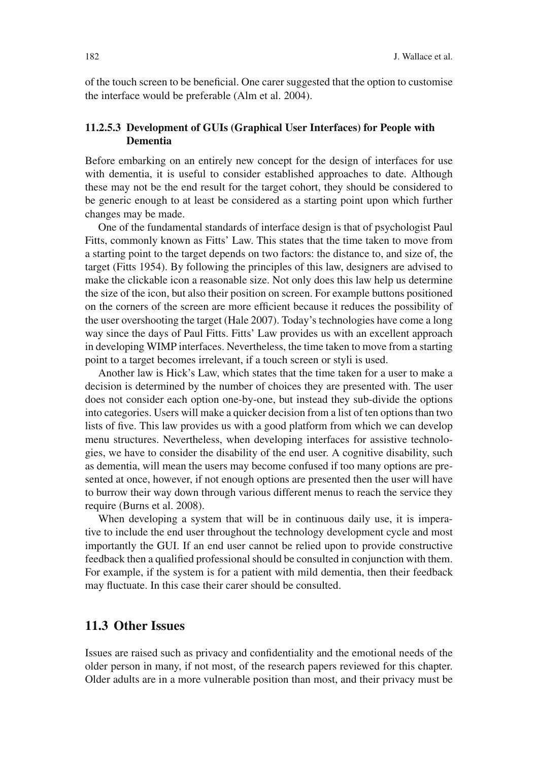of the touch screen to be beneficial. One carer suggested that the option to customise the interface would be preferable (Alm et al. 2004).

#### 11.2.5.3 Development of GUIs (Graphical User Interfaces) for People with Dementia

Before embarking on an entirely new concept for the design of interfaces for use with dementia, it is useful to consider established approaches to date. Although these may not be the end result for the target cohort, they should be considered to be generic enough to at least be considered as a starting point upon which further changes may be made.

One of the fundamental standards of interface design is that of psychologist Paul Fitts, commonly known as Fitts' Law. This states that the time taken to move from a starting point to the target depends on two factors: the distance to, and size of, the target (Fitts 1954). By following the principles of this law, designers are advised to make the clickable icon a reasonable size. Not only does this law help us determine the size of the icon, but also their position on screen. For example buttons positioned on the corners of the screen are more efficient because it reduces the possibility of the user overshooting the target (Hale 2007). Today's technologies have come a long way since the days of Paul Fitts. Fitts' Law provides us with an excellent approach in developing WIMP interfaces. Nevertheless, the time taken to move from a starting point to a target becomes irrelevant, if a touch screen or styli is used.

Another law is Hick's Law, which states that the time taken for a user to make a decision is determined by the number of choices they are presented with. The user does not consider each option one-by-one, but instead they sub-divide the options into categories. Users will make a quicker decision from a list of ten options than two lists of five. This law provides us with a good platform from which we can develop menu structures. Nevertheless, when developing interfaces for assistive technologies, we have to consider the disability of the end user. A cognitive disability, such as dementia, will mean the users may become confused if too many options are presented at once, however, if not enough options are presented then the user will have to burrow their way down through various different menus to reach the service they require (Burns et al. 2008).

When developing a system that will be in continuous daily use, it is imperative to include the end user throughout the technology development cycle and most importantly the GUI. If an end user cannot be relied upon to provide constructive feedback then a qualified professional should be consulted in conjunction with them. For example, if the system is for a patient with mild dementia, then their feedback may fluctuate. In this case their carer should be consulted.

## 11.3 Other Issues

Issues are raised such as privacy and confidentiality and the emotional needs of the older person in many, if not most, of the research papers reviewed for this chapter. Older adults are in a more vulnerable position than most, and their privacy must be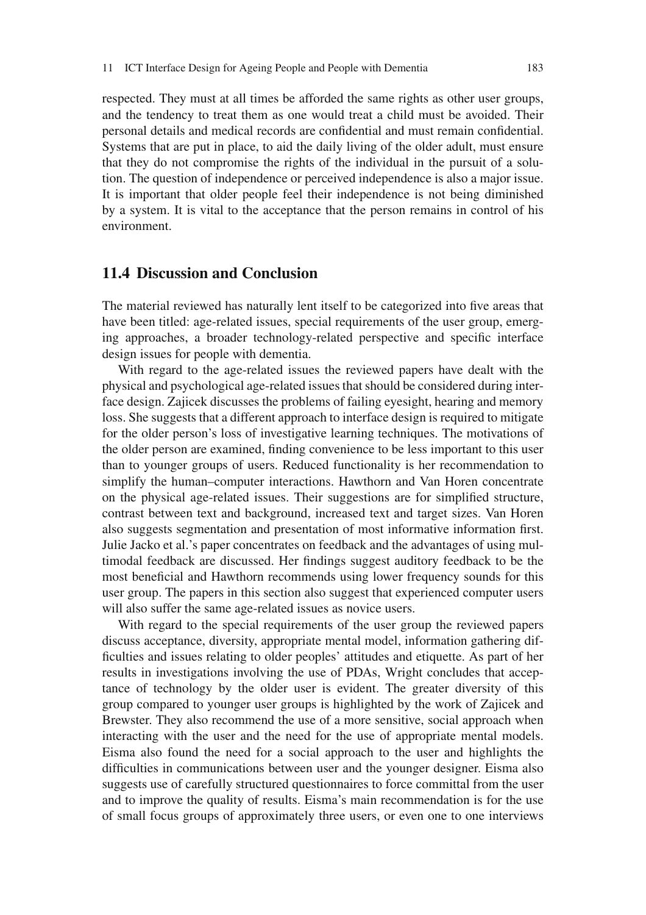respected. They must at all times be afforded the same rights as other user groups, and the tendency to treat them as one would treat a child must be avoided. Their personal details and medical records are confidential and must remain confidential. Systems that are put in place, to aid the daily living of the older adult, must ensure that they do not compromise the rights of the individual in the pursuit of a solution. The question of independence or perceived independence is also a major issue. It is important that older people feel their independence is not being diminished by a system. It is vital to the acceptance that the person remains in control of his environment.

## 11.4 Discussion and Conclusion

The material reviewed has naturally lent itself to be categorized into five areas that have been titled: age-related issues, special requirements of the user group, emerging approaches, a broader technology-related perspective and specific interface design issues for people with dementia.

With regard to the age-related issues the reviewed papers have dealt with the physical and psychological age-related issues that should be considered during interface design. Zajicek discusses the problems of failing eyesight, hearing and memory loss. She suggests that a different approach to interface design is required to mitigate for the older person's loss of investigative learning techniques. The motivations of the older person are examined, finding convenience to be less important to this user than to younger groups of users. Reduced functionality is her recommendation to simplify the human–computer interactions. Hawthorn and Van Horen concentrate on the physical age-related issues. Their suggestions are for simplified structure, contrast between text and background, increased text and target sizes. Van Horen also suggests segmentation and presentation of most informative information first. Julie Jacko et al.'s paper concentrates on feedback and the advantages of using multimodal feedback are discussed. Her findings suggest auditory feedback to be the most beneficial and Hawthorn recommends using lower frequency sounds for this user group. The papers in this section also suggest that experienced computer users will also suffer the same age-related issues as novice users.

With regard to the special requirements of the user group the reviewed papers discuss acceptance, diversity, appropriate mental model, information gathering difficulties and issues relating to older peoples' attitudes and etiquette. As part of her results in investigations involving the use of PDAs, Wright concludes that acceptance of technology by the older user is evident. The greater diversity of this group compared to younger user groups is highlighted by the work of Zajicek and Brewster. They also recommend the use of a more sensitive, social approach when interacting with the user and the need for the use of appropriate mental models. Eisma also found the need for a social approach to the user and highlights the difficulties in communications between user and the younger designer. Eisma also suggests use of carefully structured questionnaires to force committal from the user and to improve the quality of results. Eisma's main recommendation is for the use of small focus groups of approximately three users, or even one to one interviews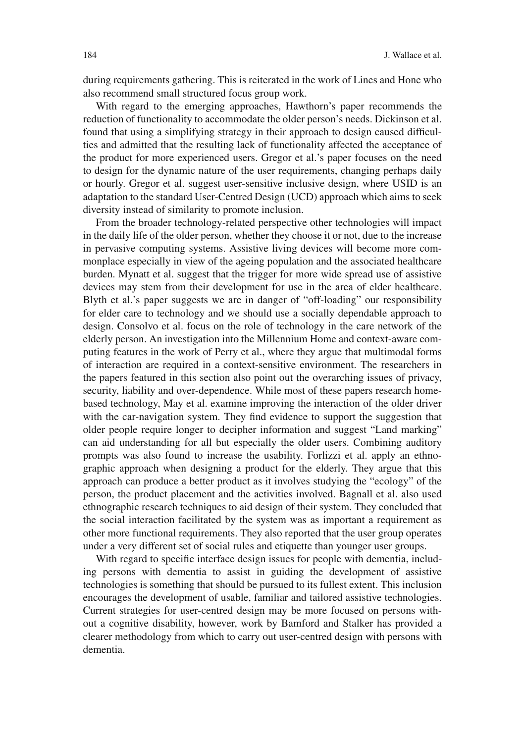during requirements gathering. This is reiterated in the work of Lines and Hone who also recommend small structured focus group work.

With regard to the emerging approaches, Hawthorn's paper recommends the reduction of functionality to accommodate the older person's needs. Dickinson et al. found that using a simplifying strategy in their approach to design caused difficulties and admitted that the resulting lack of functionality affected the acceptance of the product for more experienced users. Gregor et al.'s paper focuses on the need to design for the dynamic nature of the user requirements, changing perhaps daily or hourly. Gregor et al. suggest user-sensitive inclusive design, where USID is an adaptation to the standard User-Centred Design (UCD) approach which aims to seek diversity instead of similarity to promote inclusion.

From the broader technology-related perspective other technologies will impact in the daily life of the older person, whether they choose it or not, due to the increase in pervasive computing systems. Assistive living devices will become more commonplace especially in view of the ageing population and the associated healthcare burden. Mynatt et al. suggest that the trigger for more wide spread use of assistive devices may stem from their development for use in the area of elder healthcare. Blyth et al.'s paper suggests we are in danger of "off-loading" our responsibility for elder care to technology and we should use a socially dependable approach to design. Consolvo et al. focus on the role of technology in the care network of the elderly person. An investigation into the Millennium Home and context-aware computing features in the work of Perry et al., where they argue that multimodal forms of interaction are required in a context-sensitive environment. The researchers in the papers featured in this section also point out the overarching issues of privacy, security, liability and over-dependence. While most of these papers research home-based technology, May et al. examine improving the interaction of the older driver with the car-navigation system. They find evidence to support the suggestion that older people require longer to decipher information and suggest "Land marking" can aid understanding for all but especially the older users. Combining auditory prompts was also found to increase the usability. Forlizzi et al. apply an ethnographic approach when designing a product for the elderly. They argue that this approach can produce a better product as it involves studying the "ecology" of the person, the product placement and the activities involved. Bagnall et al. also used ethnographic research techniques to aid design of their system. They concluded that the social interaction facilitated by the system was as important a requirement as other more functional requirements. They also reported that the user group operates under a very different set of social rules and etiquette than younger user groups.

With regard to specific interface design issues for people with dementia, including persons with dementia to assist in guiding the development of assistive technologies is something that should be pursued to its fullest extent. This inclusion encourages the development of usable, familiar and tailored assistive technologies. Current strategies for user-centred design may be more focused on persons without a cognitive disability, however, work by Bamford and Stalker has provided a clearer methodology from which to carry out user-centred design with persons with dementia.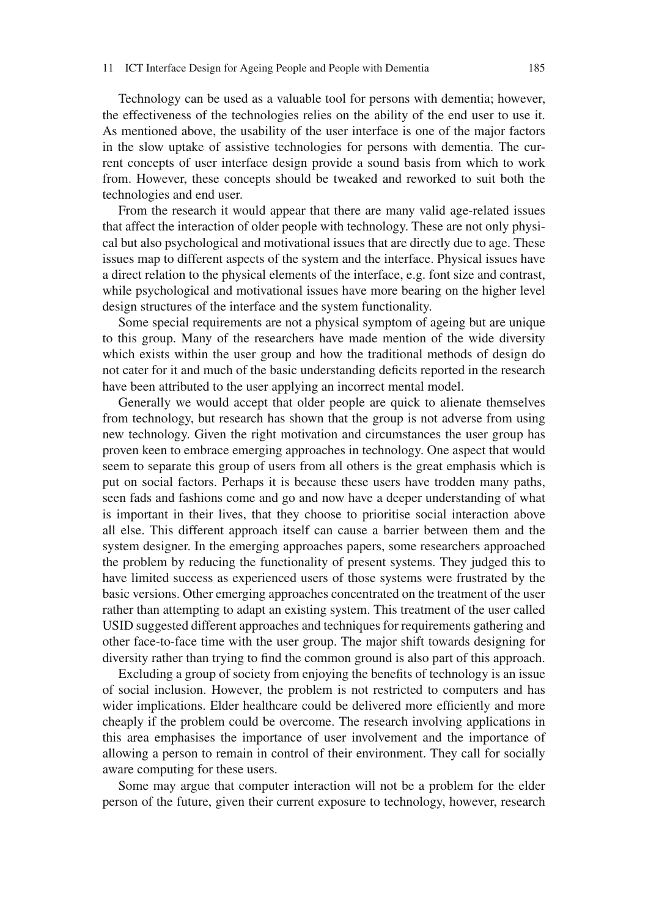Technology can be used as a valuable tool for persons with dementia; however, the effectiveness of the technologies relies on the ability of the end user to use it. As mentioned above, the usability of the user interface is one of the major factors in the slow uptake of assistive technologies for persons with dementia. The current concepts of user interface design provide a sound basis from which to work from. However, these concepts should be tweaked and reworked to suit both the technologies and end user.

From the research it would appear that there are many valid age-related issues that affect the interaction of older people with technology. These are not only physical but also psychological and motivational issues that are directly due to age. These issues map to different aspects of the system and the interface. Physical issues have a direct relation to the physical elements of the interface, e.g. font size and contrast, while psychological and motivational issues have more bearing on the higher level design structures of the interface and the system functionality.

Some special requirements are not a physical symptom of ageing but are unique to this group. Many of the researchers have made mention of the wide diversity which exists within the user group and how the traditional methods of design do not cater for it and much of the basic understanding deficits reported in the research have been attributed to the user applying an incorrect mental model.

Generally we would accept that older people are quick to alienate themselves from technology, but research has shown that the group is not adverse from using new technology. Given the right motivation and circumstances the user group has proven keen to embrace emerging approaches in technology. One aspect that would seem to separate this group of users from all others is the great emphasis which is put on social factors. Perhaps it is because these users have trodden many paths, seen fads and fashions come and go and now have a deeper understanding of what is important in their lives, that they choose to prioritise social interaction above all else. This different approach itself can cause a barrier between them and the system designer. In the emerging approaches papers, some researchers approached the problem by reducing the functionality of present systems. They judged this to have limited success as experienced users of those systems were frustrated by the basic versions. Other emerging approaches concentrated on the treatment of the user rather than attempting to adapt an existing system. This treatment of the user called USID suggested different approaches and techniques for requirements gathering and other face-to-face time with the user group. The major shift towards designing for diversity rather than trying to find the common ground is also part of this approach.

Excluding a group of society from enjoying the benefits of technology is an issue of social inclusion. However, the problem is not restricted to computers and has wider implications. Elder healthcare could be delivered more efficiently and more cheaply if the problem could be overcome. The research involving applications in this area emphasises the importance of user involvement and the importance of allowing a person to remain in control of their environment. They call for socially aware computing for these users.

Some may argue that computer interaction will not be a problem for the elder person of the future, given their current exposure to technology, however, research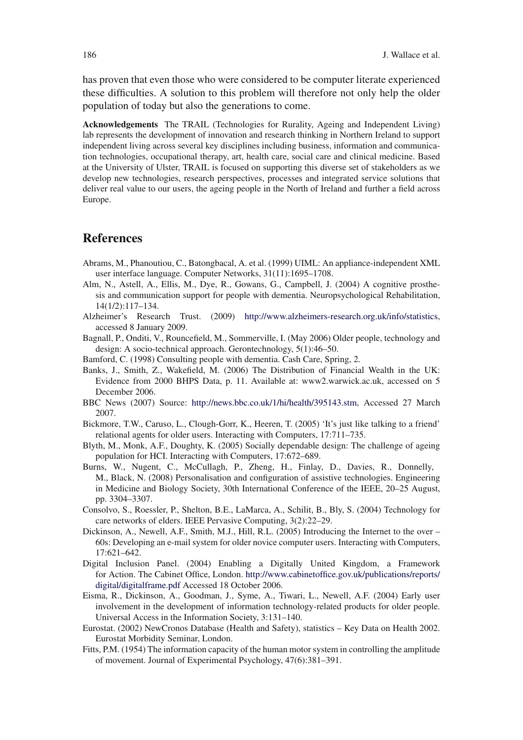has proven that even those who were considered to be computer literate experienced these difficulties. A solution to this problem will therefore not only help the older population of today but also the generations to come.

**Acknowledgements** The TRAIL (Technologies for Rurality, Ageing and Independent Living) lab represents the development of innovation and research thinking in Northern Ireland to support independent living across several key disciplines including business, information and communication technologies, occupational therapy, art, health care, social care and clinical medicine. Based at the University of Ulster, TRAIL is focused on supporting this diverse set of stakeholders as we develop new technologies, research perspectives, processes and integrated service solutions that deliver real value to our users, the ageing people in the North of Ireland and further a field across Europe.

## References

Abrams, M., Phanoutiou, C., Batongbacal, A. et al. (1999) UIML: An appliance-independent XML user interface language. Computer Networks, 31(11):1695–1708.

Alm, N., Astell, A., Ellis, M., Dye, R., Gowans, G., Campbell, J. (2004) A cognitive prosthesis and communication support for people with dementia. Neuropsychological Rehabilitation, 14(1/2):117–134.

Alzheimer's Research Trust. (2009) http://www.alzheimers-research.org.uk/info/statistics, accessed 8 January 2009.

Bagnall, P., Onditi, V., Rouncefield, M., Sommerville, I. (May 2006) Older people, technology and design: A socio-technical approach. Gerontechnology, 5(1):46–50.

Bamford, C. (1998) Consulting people with dementia. Cash Care, Spring, 2.

Banks, J., Smith, Z., Wakefield, M. (2006) The Distribution of Financial Wealth in the UK: Evidence from 2000 BHPS Data, p. 11. Available at: www2.warwick.ac.uk, accessed on 5 December 2006.

BBC News (2007) Source: http://news.bbc.co.uk/1/hi/health/395143.stm, Accessed 27 March 2007.

Bickmore, T.W., Caruso, L., Clough-Gorr, K., Heeren, T. (2005) 'It's just like talking to a friend' relational agents for older users. Interacting with Computers, 17:711–735.

Blyth, M., Monk, A.F., Doughty, K. (2005) Socially dependable design: The challenge of ageing population for HCI. Interacting with Computers, 17:672–689.

Burns, W., Nugent, C., McCullagh, P., Zheng, H., Finlay, D., Davies, R., Donnelly, M., Black, N. (2008) Personalisation and configuration of assistive technologies. Engineering in Medicine and Biology Society, 30th International Conference of the IEEE, 20–25 August, pp. 3304–3307.

Consolvo, S., Roessler, P., Shelton, B.E., LaMarca, A., Schilit, B., Bly, S. (2004) Technology for care networks of elders. IEEE Pervasive Computing, 3(2):22–29.

Dickinson, A., Newell, A.F., Smith, M.J., Hill, R.L. (2005) Introducing the Internet to the over – 60s: Developing an e-mail system for older novice computer users. Interacting with Computers, 17:621–642.

Digital Inclusion Panel. (2004) Enabling a Digitally United Kingdom, a Framework for Action. The Cabinet Office, London. http://www.cabinetoffice.gov.uk/publications/reports/digital/digitalframe.pdf Accessed 18 October 2006.

Eisma, R., Dickinson, A., Goodman, J., Syme, A., Tiwari, L., Newell, A.F. (2004) Early user involvement in the development of information technology-related products for older people. Universal Access in the Information Society, 3:131–140.

Eurostat. (2002) NewCronos Database (Health and Safety), statistics – Key Data on Health 2002. Eurostat Morbidity Seminar, London.

Fitts, P.M. (1954) The information capacity of the human motor system in controlling the amplitude of movement. Journal of Experimental Psychology, 47(6):381–391.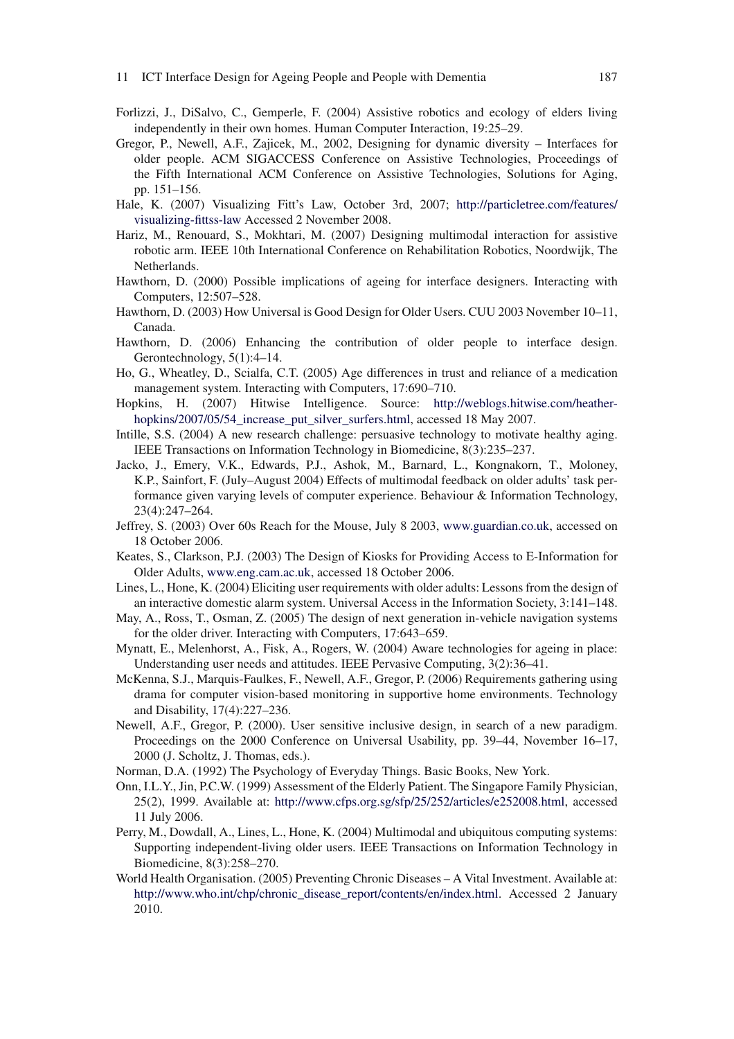Forlizzi, J., DiSalvo, C., Gemperle, F. (2004) Assistive robotics and ecology of elders living independently in their own homes. Human Computer Interaction, 19:25–29.

Gregor, P., Newell, A.F., Zajicek, M., 2002, Designing for dynamic diversity – Interfaces for older people. ACM SIGACCESS Conference on Assistive Technologies, Proceedings of the Fifth International ACM Conference on Assistive Technologies, Solutions for Aging, pp. 151–156.

Hale, K. (2007) Visualizing Fitt's Law, October 3rd, 2007; http://particletree.com/features/visualizing-fittss-law Accessed 2 November 2008.

Hariz, M., Renouard, S., Mokhtari, M. (2007) Designing multimodal interaction for assistive robotic arm. IEEE 10th International Conference on Rehabilitation Robotics, Noordwijk, The Netherlands.

Hawthorn, D. (2000) Possible implications of ageing for interface designers. Interacting with Computers, 12:507–528.

Hawthorn, D. (2003) How Universal is Good Design for Older Users. CUU 2003 November 10–11, Canada.

Hawthorn, D. (2006) Enhancing the contribution of older people to interface design. Gerontechnology, 5(1):4–14.

Ho, G., Wheatley, D., Scialfa, C.T. (2005) Age differences in trust and reliance of a medication management system. Interacting with Computers, 17:690–710.

Hopkins, H. (2007) Hitwise Intelligence. Source: http://weblogs.hitwise.com/heather-hopkins/2007/05/54_increase_put_silver_surfers.html, accessed 18 May 2007.

Intille, S.S. (2004) A new research challenge: persuasive technology to motivate healthy aging. IEEE Transactions on Information Technology in Biomedicine, 8(3):235–237.

Jacko, J., Emery, V.K., Edwards, P.J., Ashok, M., Barnard, L., Kongnakorn, T., Moloney, K.P., Sainfort, F. (July–August 2004) Effects of multimodal feedback on older adults' task performance given varying levels of computer experience. Behaviour & Information Technology, 23(4):247–264.

Jeffrey, S. (2003) Over 60s Reach for the Mouse, July 8 2003, www.guardian.co.uk, accessed on 18 October 2006.

Keates, S., Clarkson, P.J. (2003) The Design of Kiosks for Providing Access to E-Information for Older Adults, www.eng.cam.ac.uk, accessed 18 October 2006.

Lines, L., Hone, K. (2004) Eliciting user requirements with older adults: Lessons from the design of an interactive domestic alarm system. Universal Access in the Information Society, 3:141–148.

May, A., Ross, T., Osman, Z. (2005) The design of next generation in-vehicle navigation systems for the older driver. Interacting with Computers, 17:643–659.

Mynatt, E., Melenhorst, A., Fisk, A., Rogers, W. (2004) Aware technologies for ageing in place: Understanding user needs and attitudes. IEEE Pervasive Computing, 3(2):36–41.

McKenna, S.J., Marquis-Faulkes, F., Newell, A.F., Gregor, P. (2006) Requirements gathering using drama for computer vision-based monitoring in supportive home environments. Technology and Disability, 17(4):227–236.

Newell, A.F., Gregor, P. (2000). User sensitive inclusive design, in search of a new paradigm. Proceedings on the 2000 Conference on Universal Usability, pp. 39–44, November 16–17, 2000 (J. Scholtz, J. Thomas, eds.).

Norman, D.A. (1992) The Psychology of Everyday Things. Basic Books, New York.

Onn, I.L.Y., Jin, P.C.W. (1999) Assessment of the Elderly Patient. The Singapore Family Physician, 25(2), 1999. Available at: http://www.cfps.org.sg/sfp/25/252/articles/e252008.html, accessed 11 July 2006.

Perry, M., Dowdall, A., Lines, L., Hone, K. (2004) Multimodal and ubiquitous computing systems: Supporting independent-living older users. IEEE Transactions on Information Technology in Biomedicine, 8(3):258–270.

World Health Organisation. (2005) Preventing Chronic Diseases – A Vital Investment. Available at: http://www.who.int/chp/chronic_disease_report/contents/en/index.html. Accessed 2 January 2010.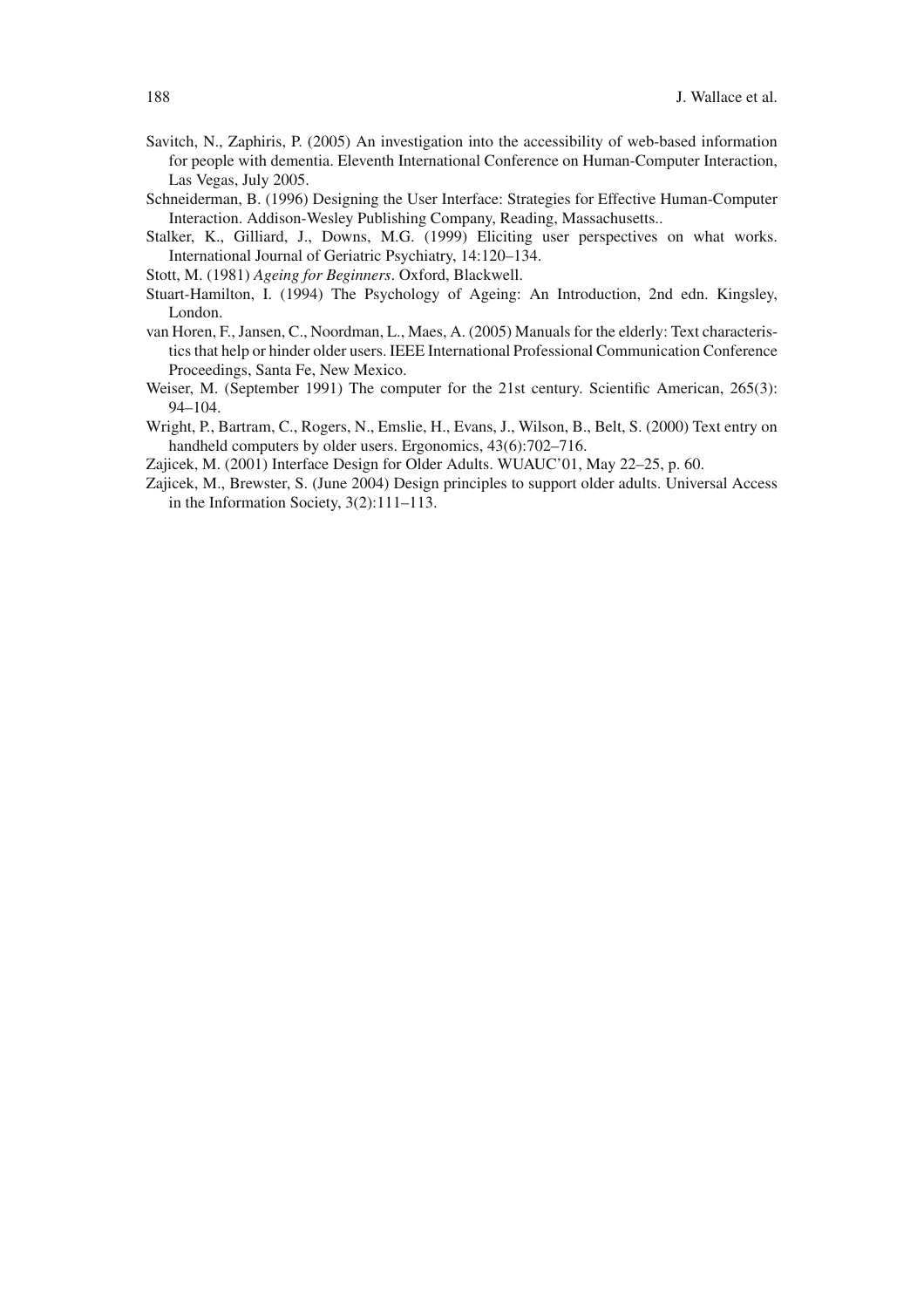Savitch, N., Zaphiris, P. (2005) An investigation into the accessibility of web-based information for people with dementia. Eleventh International Conference on Human-Computer Interaction, Las Vegas, July 2005.

Schneiderman, B. (1996) Designing the User Interface: Strategies for Effective Human-Computer Interaction. Addison-Wesley Publishing Company, Reading, Massachusetts..

Stalker, K., Gilliard, J., Downs, M.G. (1999) Eliciting user perspectives on what works. International Journal of Geriatric Psychiatry, 14:120–134.

Stott, M. (1981) *Ageing for Beginners*. Oxford, Blackwell.

Stuart-Hamilton, I. (1994) The Psychology of Ageing: An Introduction, 2nd edn. Kingsley, London.

van Horen, F., Jansen, C., Noordman, L., Maes, A. (2005) Manuals for the elderly: Text characteristics that help or hinder older users. IEEE International Professional Communication Conference Proceedings, Santa Fe, New Mexico.

Weiser, M. (September 1991) The computer for the 21st century. Scientific American, 265(3): 94–104.

Wright, P., Bartram, C., Rogers, N., Emslie, H., Evans, J., Wilson, B., Belt, S. (2000) Text entry on handheld computers by older users. Ergonomics, 43(6):702–716.

Zajicek, M. (2001) Interface Design for Older Adults. WUAUC'01, May 22–25, p. 60.

Zajicek, M., Brewster, S. (June 2004) Design principles to support older adults. Universal Access in the Information Society, 3(2):111–113.